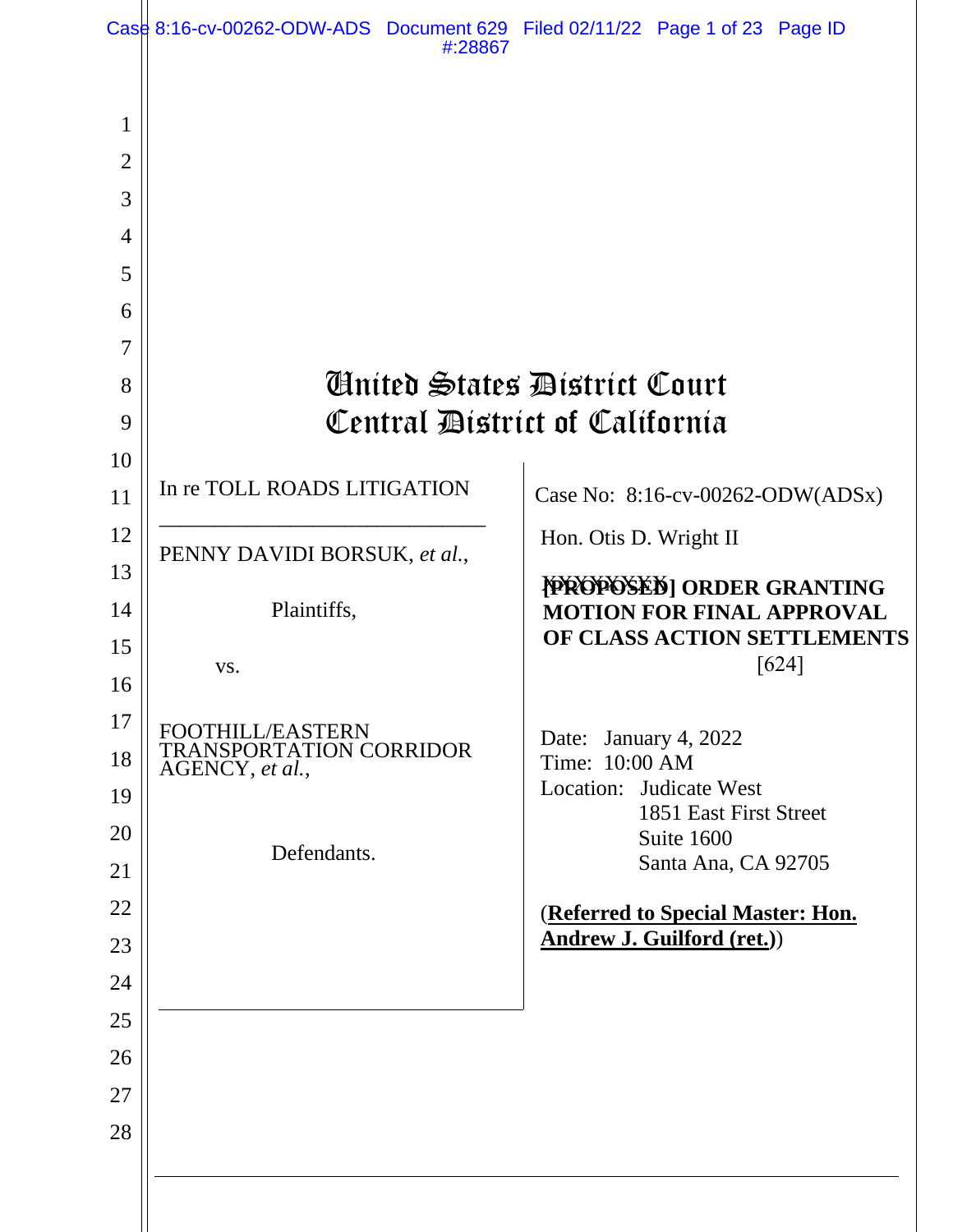# United States District Court
# Central District of California

In re TOLL ROADS LITIGATION

---

PENNY DAVIDI BORSUK, *et al.*,

Plaintiffs,

vs.

FOOTHILL/EASTERN TRANSPORTATION CORRIDOR AGENCY, *et al.*,

Defendants.

Case No: 8:16-cv-00262-ODW(ADSx)

Hon. Otis D. Wright II

**[PROPOSED] ORDER GRANTING MOTION FOR FINAL APPROVAL OF CLASS ACTION SETTLEMENTS**

[624]

Date: January 4, 2022
Time: 10:00 AM
Location: Judicate West
1851 East First Street
Suite 1600
Santa Ana, CA 92705

(**Referred to Special Master: Hon. Andrew J. Guilford (ret.)**)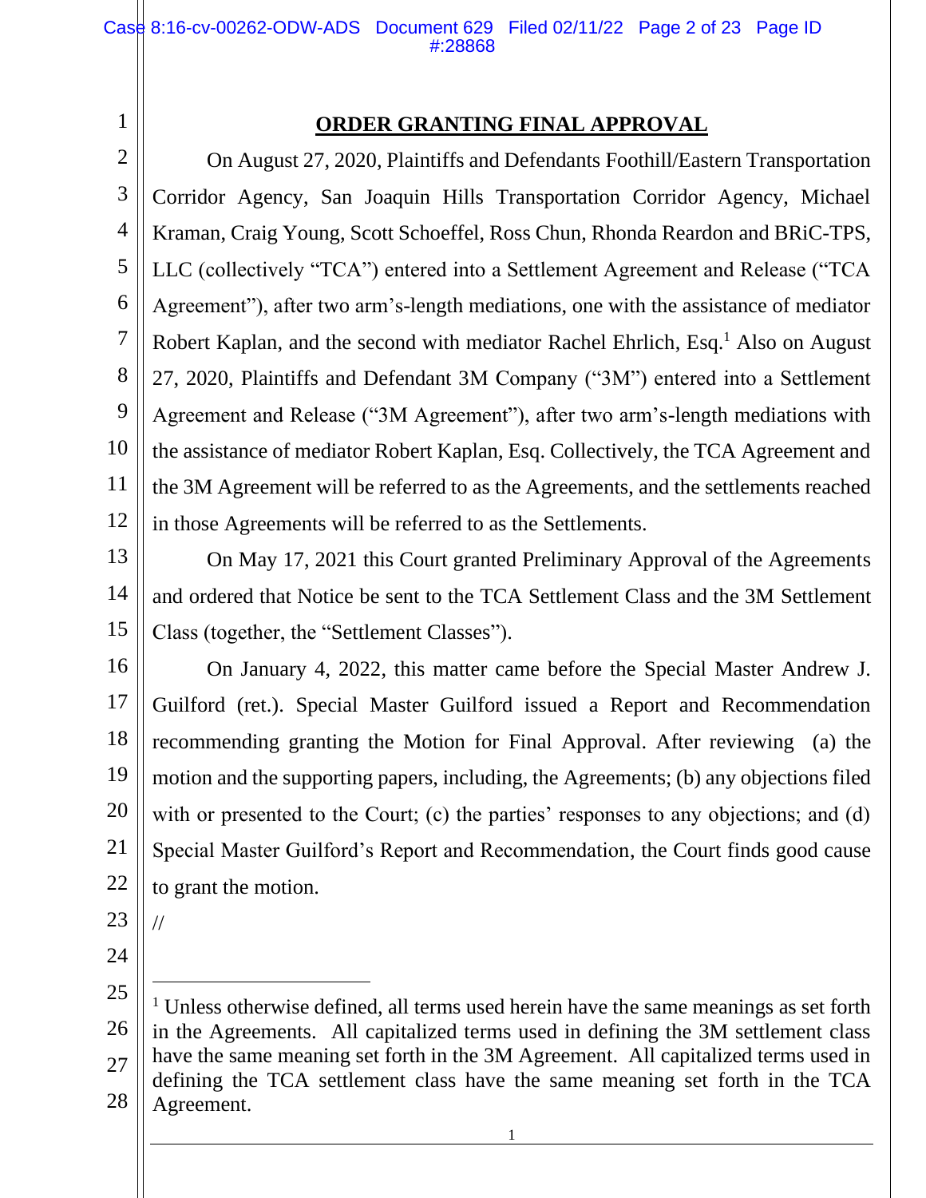# ORDER GRANTING FINAL APPROVAL

On August 27, 2020, Plaintiffs and Defendants Foothill/Eastern Transportation Corridor Agency, San Joaquin Hills Transportation Corridor Agency, Michael Kraman, Craig Young, Scott Schoeffel, Ross Chun, Rhonda Reardon and BRiC-TPS, LLC (collectively "TCA") entered into a Settlement Agreement and Release ("TCA Agreement"), after two arm's-length mediations, one with the assistance of mediator Robert Kaplan, and the second with mediator Rachel Ehrlich, Esq.[1] Also on August 27, 2020, Plaintiffs and Defendant 3M Company ("3M") entered into a Settlement Agreement and Release ("3M Agreement"), after two arm's-length mediations with the assistance of mediator Robert Kaplan, Esq. Collectively, the TCA Agreement and the 3M Agreement will be referred to as the Agreements, and the settlements reached in those Agreements will be referred to as the Settlements.

On May 17, 2021 this Court granted Preliminary Approval of the Agreements and ordered that Notice be sent to the TCA Settlement Class and the 3M Settlement Class (together, the "Settlement Classes").

On January 4, 2022, this matter came before the Special Master Andrew J. Guilford (ret.). Special Master Guilford issued a Report and Recommendation recommending granting the Motion for Final Approval. After reviewing (a) the motion and the supporting papers, including, the Agreements; (b) any objections filed with or presented to the Court; (c) the parties' responses to any objections; and (d) Special Master Guilford's Report and Recommendation, the Court finds good cause to grant the motion.

//

[1] Unless otherwise defined, all terms used herein have the same meanings as set forth in the Agreements. All capitalized terms used in defining the 3M settlement class have the same meaning set forth in the 3M Agreement. All capitalized terms used in defining the TCA settlement class have the same meaning set forth in the TCA Agreement.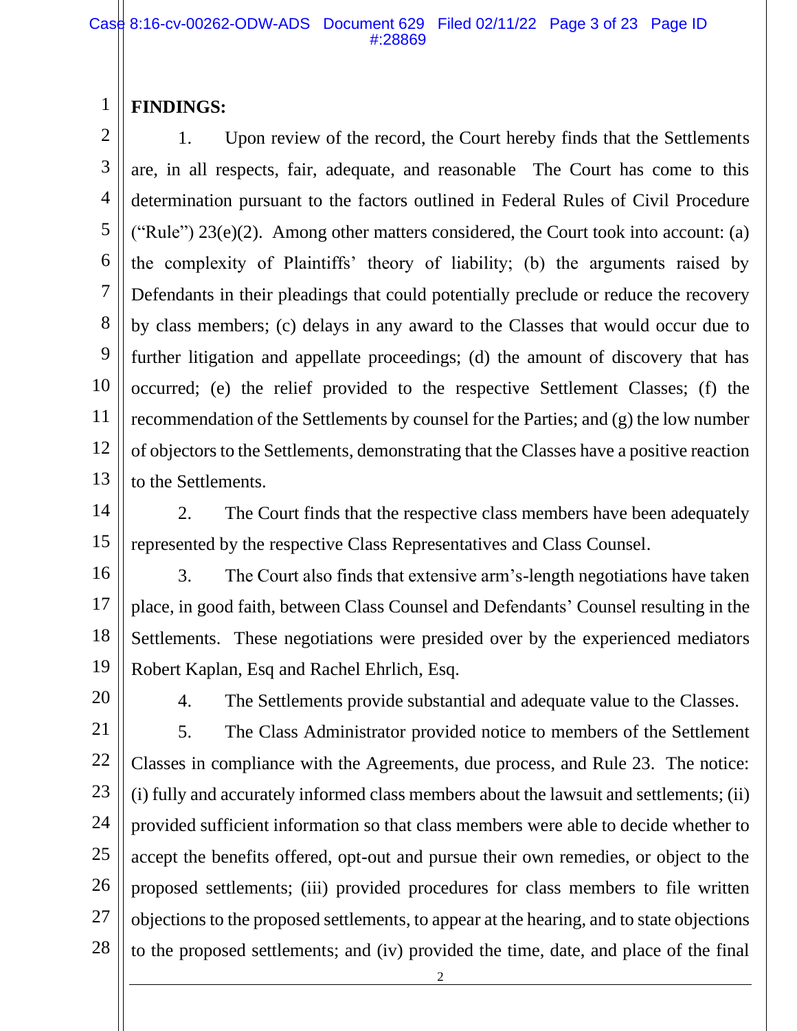**FINDINGS:**

1. Upon review of the record, the Court hereby finds that the Settlements are, in all respects, fair, adequate, and reasonable The Court has come to this determination pursuant to the factors outlined in Federal Rules of Civil Procedure ("Rule") 23(e)(2). Among other matters considered, the Court took into account: (a) the complexity of Plaintiffs' theory of liability; (b) the arguments raised by Defendants in their pleadings that could potentially preclude or reduce the recovery by class members; (c) delays in any award to the Classes that would occur due to further litigation and appellate proceedings; (d) the amount of discovery that has occurred; (e) the relief provided to the respective Settlement Classes; (f) the recommendation of the Settlements by counsel for the Parties; and (g) the low number of objectors to the Settlements, demonstrating that the Classes have a positive reaction to the Settlements.

2. The Court finds that the respective class members have been adequately represented by the respective Class Representatives and Class Counsel.

3. The Court also finds that extensive arm's-length negotiations have taken place, in good faith, between Class Counsel and Defendants' Counsel resulting in the Settlements. These negotiations were presided over by the experienced mediators Robert Kaplan, Esq and Rachel Ehrlich, Esq.

4. The Settlements provide substantial and adequate value to the Classes.

5. The Class Administrator provided notice to members of the Settlement Classes in compliance with the Agreements, due process, and Rule 23. The notice: (i) fully and accurately informed class members about the lawsuit and settlements; (ii) provided sufficient information so that class members were able to decide whether to accept the benefits offered, opt-out and pursue their own remedies, or object to the proposed settlements; (iii) provided procedures for class members to file written objections to the proposed settlements, to appear at the hearing, and to state objections to the proposed settlements; and (iv) provided the time, date, and place of the final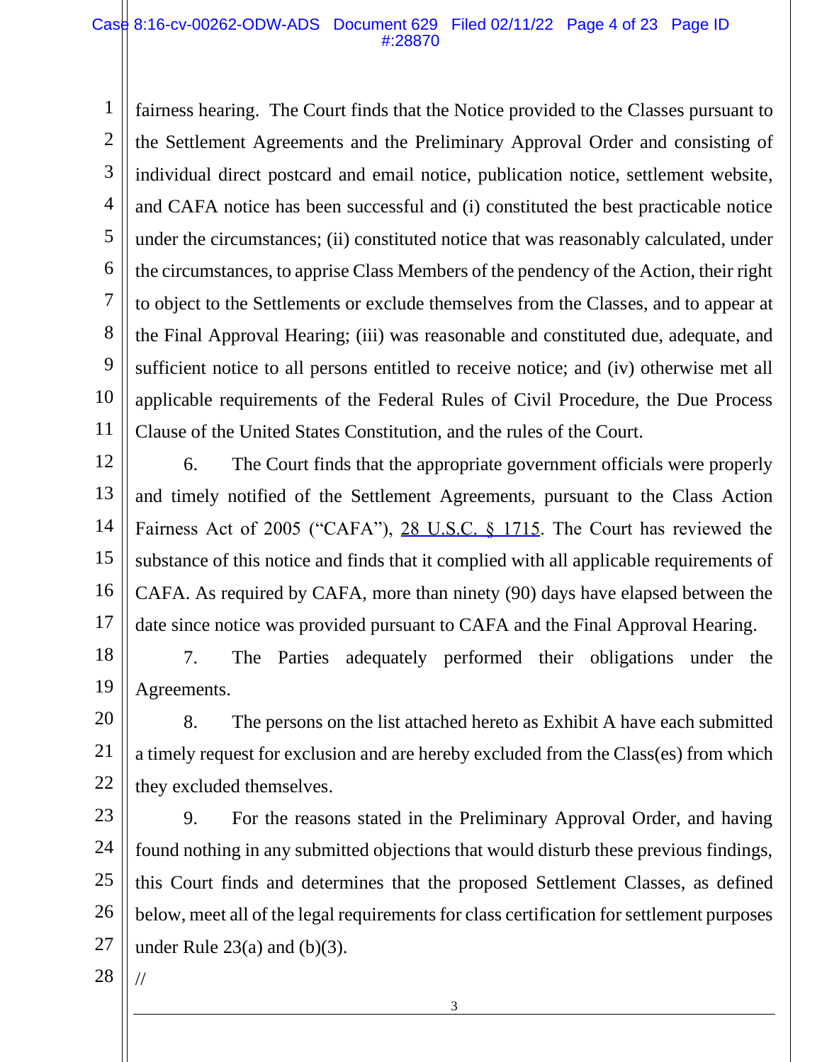fairness hearing. The Court finds that the Notice provided to the Classes pursuant to the Settlement Agreements and the Preliminary Approval Order and consisting of individual direct postcard and email notice, publication notice, settlement website, and CAFA notice has been successful and (i) constituted the best practicable notice under the circumstances; (ii) constituted notice that was reasonably calculated, under the circumstances, to apprise Class Members of the pendency of the Action, their right to object to the Settlements or exclude themselves from the Classes, and to appear at the Final Approval Hearing; (iii) was reasonable and constituted due, adequate, and sufficient notice to all persons entitled to receive notice; and (iv) otherwise met all applicable requirements of the Federal Rules of Civil Procedure, the Due Process Clause of the United States Constitution, and the rules of the Court.

6. The Court finds that the appropriate government officials were properly and timely notified of the Settlement Agreements, pursuant to the Class Action Fairness Act of 2005 ("CAFA"), 28 U.S.C. § 1715. The Court has reviewed the substance of this notice and finds that it complied with all applicable requirements of CAFA. As required by CAFA, more than ninety (90) days have elapsed between the date since notice was provided pursuant to CAFA and the Final Approval Hearing.

7. The Parties adequately performed their obligations under the Agreements.

8. The persons on the list attached hereto as Exhibit A have each submitted a timely request for exclusion and are hereby excluded from the Class(es) from which they excluded themselves.

9. For the reasons stated in the Preliminary Approval Order, and having found nothing in any submitted objections that would disturb these previous findings, this Court finds and determines that the proposed Settlement Classes, as defined below, meet all of the legal requirements for class certification for settlement purposes under Rule 23(a) and (b)(3).

//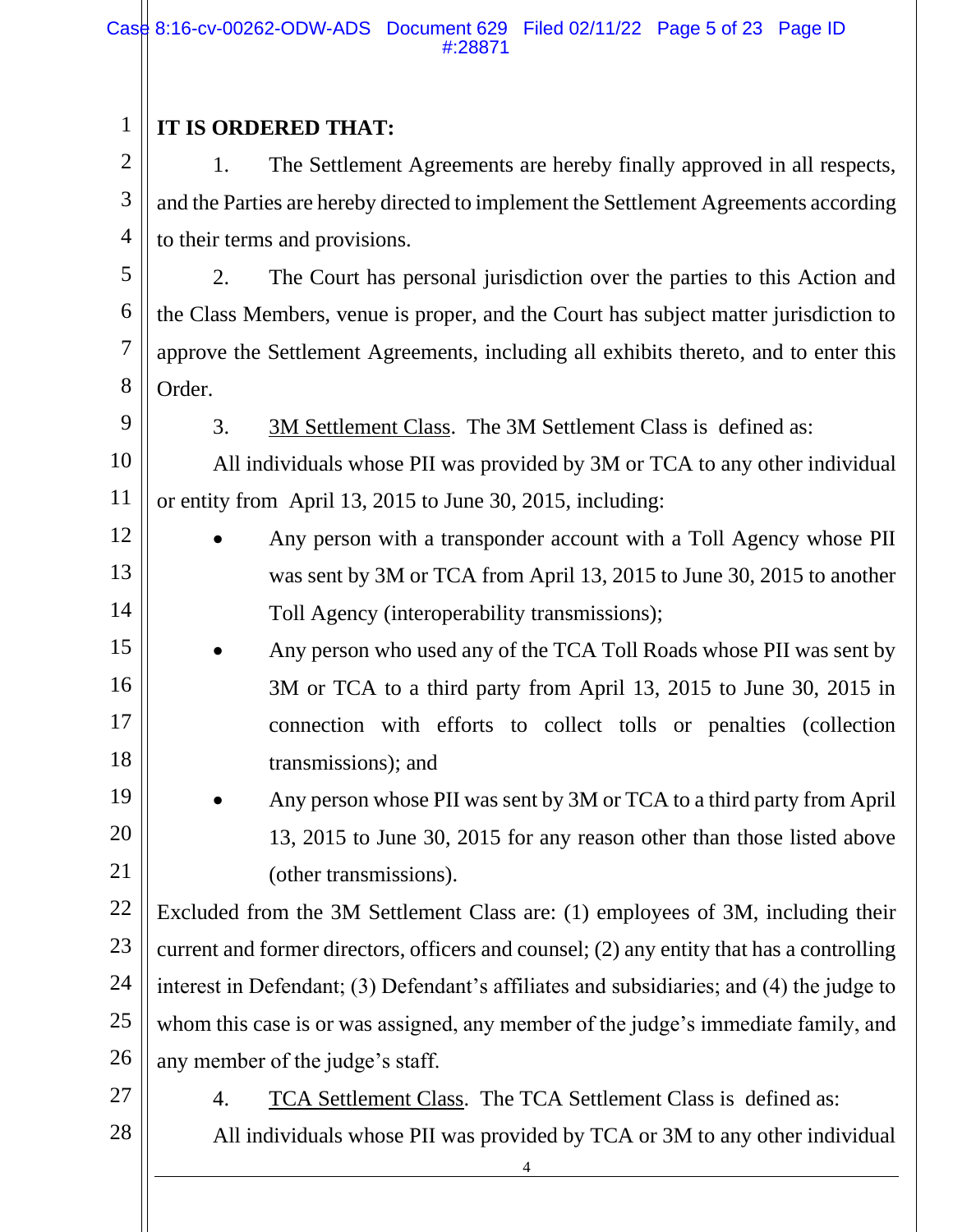**IT IS ORDERED THAT:**

1. The Settlement Agreements are hereby finally approved in all respects, and the Parties are hereby directed to implement the Settlement Agreements according to their terms and provisions.

2. The Court has personal jurisdiction over the parties to this Action and the Class Members, venue is proper, and the Court has subject matter jurisdiction to approve the Settlement Agreements, including all exhibits thereto, and to enter this Order.

3. 3M Settlement Class. The 3M Settlement Class is defined as:

All individuals whose PII was provided by 3M or TCA to any other individual or entity from April 13, 2015 to June 30, 2015, including:

- Any person with a transponder account with a Toll Agency whose PII was sent by 3M or TCA from April 13, 2015 to June 30, 2015 to another Toll Agency (interoperability transmissions);
- Any person who used any of the TCA Toll Roads whose PII was sent by 3M or TCA to a third party from April 13, 2015 to June 30, 2015 in connection with efforts to collect tolls or penalties (collection transmissions); and
- Any person whose PII was sent by 3M or TCA to a third party from April 13, 2015 to June 30, 2015 for any reason other than those listed above (other transmissions).

Excluded from the 3M Settlement Class are: (1) employees of 3M, including their current and former directors, officers and counsel; (2) any entity that has a controlling interest in Defendant; (3) Defendant's affiliates and subsidiaries; and (4) the judge to whom this case is or was assigned, any member of the judge's immediate family, and any member of the judge's staff.

4. TCA Settlement Class. The TCA Settlement Class is defined as:

All individuals whose PII was provided by TCA or 3M to any other individual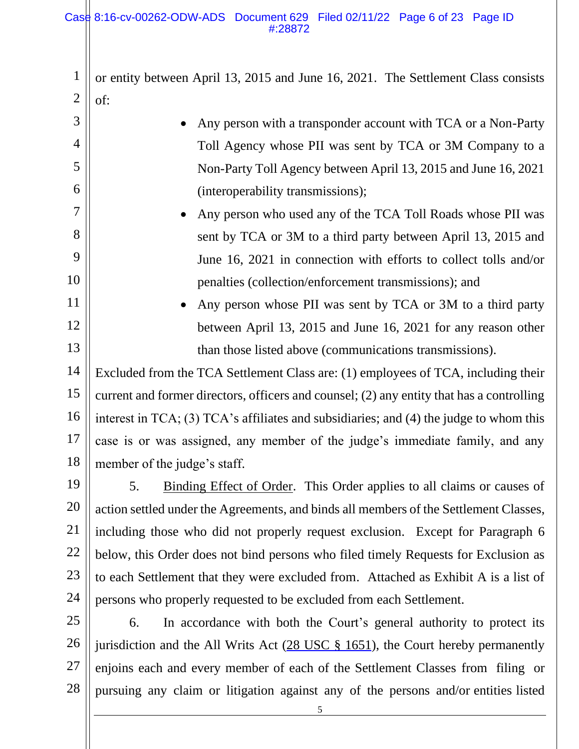or entity between April 13, 2015 and June 16, 2021. The Settlement Class consists of:

- Any person with a transponder account with TCA or a Non-Party Toll Agency whose PII was sent by TCA or 3M Company to a Non-Party Toll Agency between April 13, 2015 and June 16, 2021 (interoperability transmissions);
- Any person who used any of the TCA Toll Roads whose PII was sent by TCA or 3M to a third party between April 13, 2015 and June 16, 2021 in connection with efforts to collect tolls and/or penalties (collection/enforcement transmissions); and
- Any person whose PII was sent by TCA or 3M to a third party between April 13, 2015 and June 16, 2021 for any reason other than those listed above (communications transmissions).

Excluded from the TCA Settlement Class are: (1) employees of TCA, including their current and former directors, officers and counsel; (2) any entity that has a controlling interest in TCA; (3) TCA's affiliates and subsidiaries; and (4) the judge to whom this case is or was assigned, any member of the judge's immediate family, and any member of the judge's staff.

5. Binding Effect of Order. This Order applies to all claims or causes of action settled under the Agreements, and binds all members of the Settlement Classes, including those who did not properly request exclusion. Except for Paragraph 6 below, this Order does not bind persons who filed timely Requests for Exclusion as to each Settlement that they were excluded from. Attached as Exhibit A is a list of persons who properly requested to be excluded from each Settlement.

6. In accordance with both the Court's general authority to protect its jurisdiction and the All Writs Act (28 USC § 1651), the Court hereby permanently enjoins each and every member of each of the Settlement Classes from filing or pursuing any claim or litigation against any of the persons and/or entities listed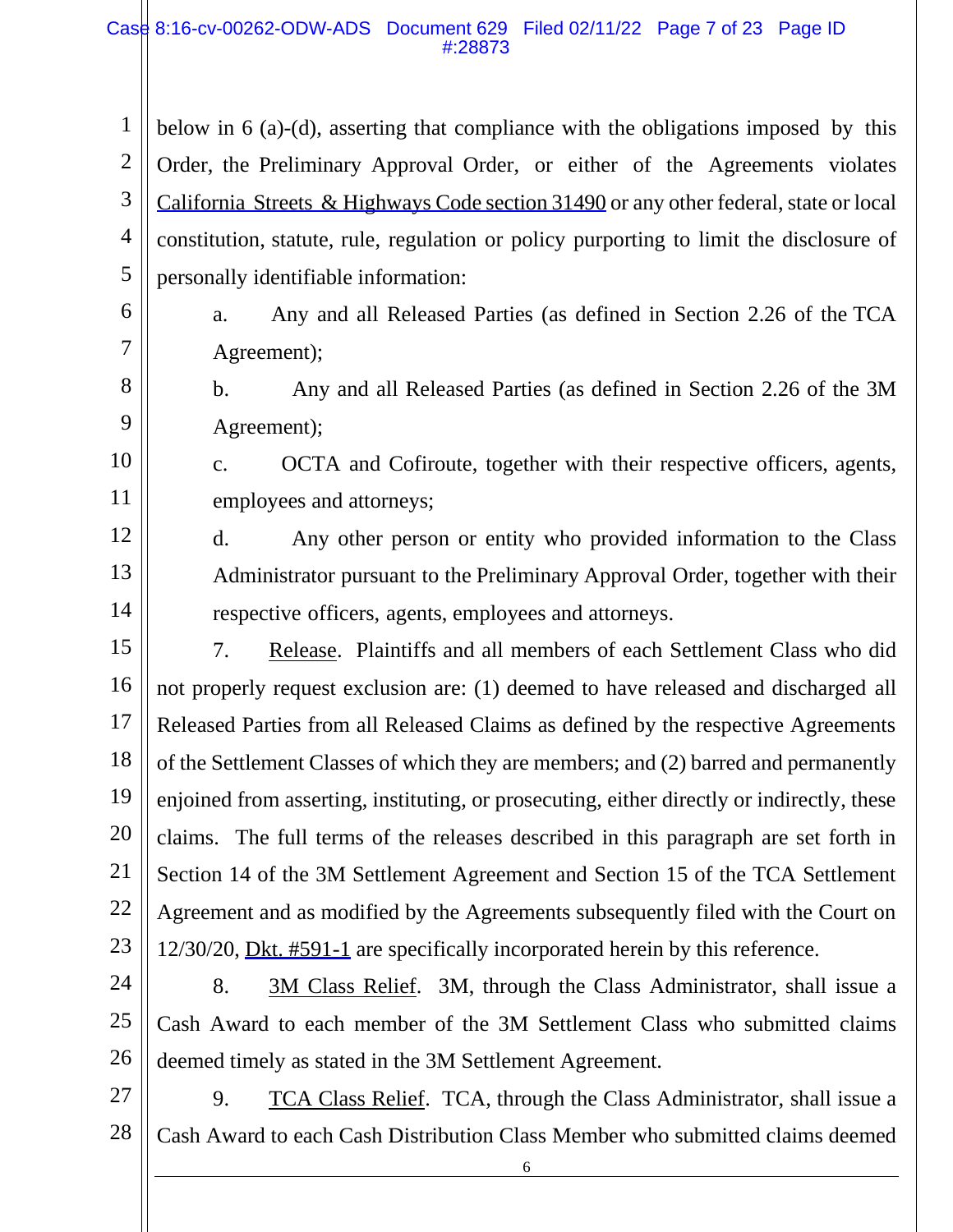below in 6 (a)-(d), asserting that compliance with the obligations imposed by this Order, the Preliminary Approval Order, or either of the Agreements violates California Streets & Highways Code section 31490 or any other federal, state or local constitution, statute, rule, regulation or policy purporting to limit the disclosure of personally identifiable information:

a. Any and all Released Parties (as defined in Section 2.26 of the TCA Agreement);

b. Any and all Released Parties (as defined in Section 2.26 of the 3M Agreement);

c. OCTA and Cofiroute, together with their respective officers, agents, employees and attorneys;

d. Any other person or entity who provided information to the Class Administrator pursuant to the Preliminary Approval Order, together with their respective officers, agents, employees and attorneys.

7. Release. Plaintiffs and all members of each Settlement Class who did not properly request exclusion are: (1) deemed to have released and discharged all Released Parties from all Released Claims as defined by the respective Agreements of the Settlement Classes of which they are members; and (2) barred and permanently enjoined from asserting, instituting, or prosecuting, either directly or indirectly, these claims. The full terms of the releases described in this paragraph are set forth in Section 14 of the 3M Settlement Agreement and Section 15 of the TCA Settlement Agreement and as modified by the Agreements subsequently filed with the Court on 12/30/20, Dkt. #591-1 are specifically incorporated herein by this reference.

8. 3M Class Relief. 3M, through the Class Administrator, shall issue a Cash Award to each member of the 3M Settlement Class who submitted claims deemed timely as stated in the 3M Settlement Agreement.

9. TCA Class Relief. TCA, through the Class Administrator, shall issue a Cash Award to each Cash Distribution Class Member who submitted claims deemed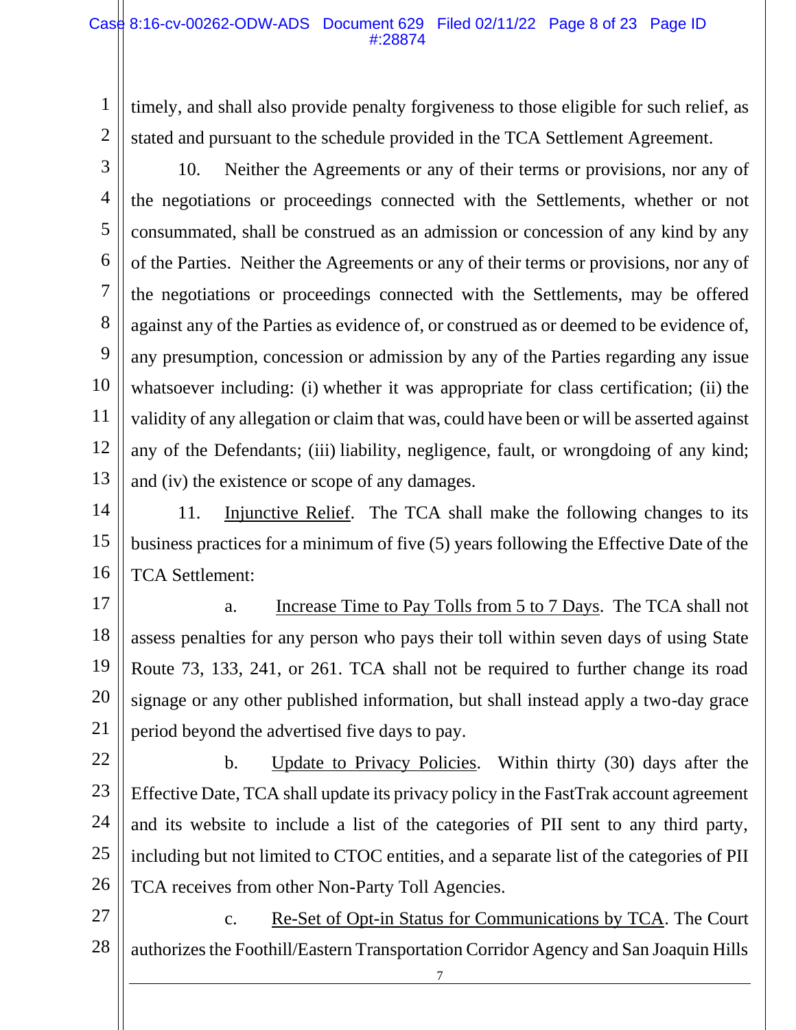timely, and shall also provide penalty forgiveness to those eligible for such relief, as stated and pursuant to the schedule provided in the TCA Settlement Agreement.

10. Neither the Agreements or any of their terms or provisions, nor any of the negotiations or proceedings connected with the Settlements, whether or not consummated, shall be construed as an admission or concession of any kind by any of the Parties. Neither the Agreements or any of their terms or provisions, nor any of the negotiations or proceedings connected with the Settlements, may be offered against any of the Parties as evidence of, or construed as or deemed to be evidence of, any presumption, concession or admission by any of the Parties regarding any issue whatsoever including: (i) whether it was appropriate for class certification; (ii) the validity of any allegation or claim that was, could have been or will be asserted against any of the Defendants; (iii) liability, negligence, fault, or wrongdoing of any kind; and (iv) the existence or scope of any damages.

11. Injunctive Relief. The TCA shall make the following changes to its business practices for a minimum of five (5) years following the Effective Date of the TCA Settlement:

a. Increase Time to Pay Tolls from 5 to 7 Days. The TCA shall not assess penalties for any person who pays their toll within seven days of using State Route 73, 133, 241, or 261. TCA shall not be required to further change its road signage or any other published information, but shall instead apply a two-day grace period beyond the advertised five days to pay.

b. Update to Privacy Policies. Within thirty (30) days after the Effective Date, TCA shall update its privacy policy in the FastTrak account agreement and its website to include a list of the categories of PII sent to any third party, including but not limited to CTOC entities, and a separate list of the categories of PII TCA receives from other Non-Party Toll Agencies.

c. Re-Set of Opt-in Status for Communications by TCA. The Court authorizes the Foothill/Eastern Transportation Corridor Agency and San Joaquin Hills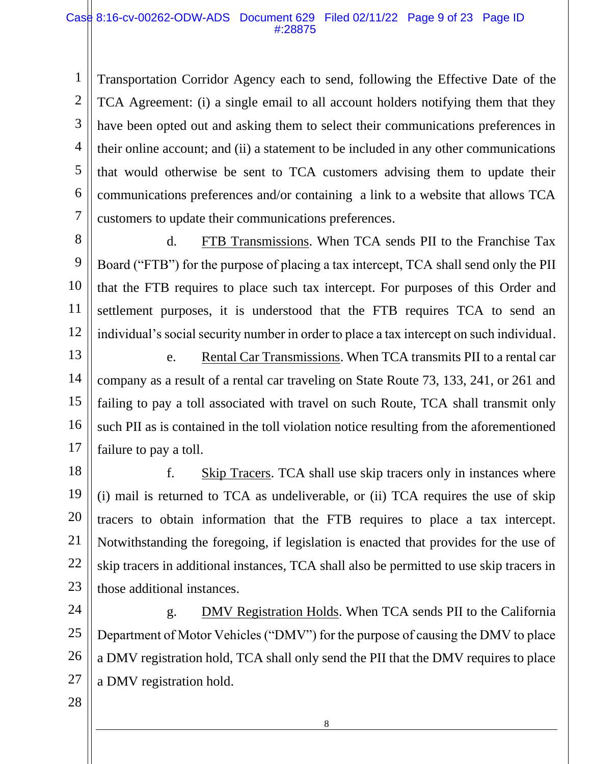Transportation Corridor Agency each to send, following the Effective Date of the TCA Agreement: (i) a single email to all account holders notifying them that they have been opted out and asking them to select their communications preferences in their online account; and (ii) a statement to be included in any other communications that would otherwise be sent to TCA customers advising them to update their communications preferences and/or containing a link to a website that allows TCA customers to update their communications preferences.

d. FTB Transmissions. When TCA sends PII to the Franchise Tax Board ("FTB") for the purpose of placing a tax intercept, TCA shall send only the PII that the FTB requires to place such tax intercept. For purposes of this Order and settlement purposes, it is understood that the FTB requires TCA to send an individual's social security number in order to place a tax intercept on such individual.

e. Rental Car Transmissions. When TCA transmits PII to a rental car company as a result of a rental car traveling on State Route 73, 133, 241, or 261 and failing to pay a toll associated with travel on such Route, TCA shall transmit only such PII as is contained in the toll violation notice resulting from the aforementioned failure to pay a toll.

f. Skip Tracers. TCA shall use skip tracers only in instances where (i) mail is returned to TCA as undeliverable, or (ii) TCA requires the use of skip tracers to obtain information that the FTB requires to place a tax intercept. Notwithstanding the foregoing, if legislation is enacted that provides for the use of skip tracers in additional instances, TCA shall also be permitted to use skip tracers in those additional instances.

g. DMV Registration Holds. When TCA sends PII to the California Department of Motor Vehicles ("DMV") for the purpose of causing the DMV to place a DMV registration hold, TCA shall only send the PII that the DMV requires to place a DMV registration hold.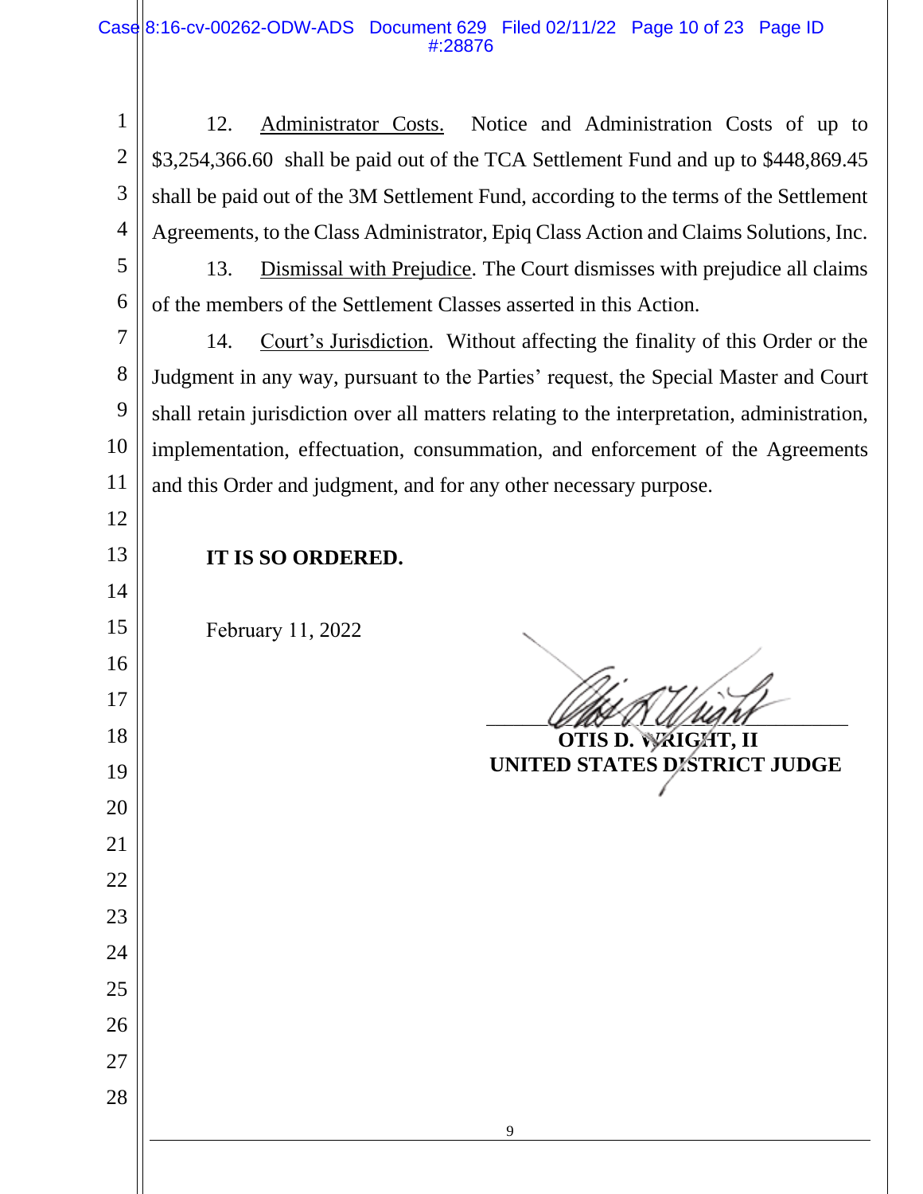12. Administrator Costs. Notice and Administration Costs of up to $3,254,366.60 shall be paid out of the TCA Settlement Fund and up to $448,869.45 shall be paid out of the 3M Settlement Fund, according to the terms of the Settlement Agreements, to the Class Administrator, Epiq Class Action and Claims Solutions, Inc.

13. Dismissal with Prejudice. The Court dismisses with prejudice all claims of the members of the Settlement Classes asserted in this Action.

14. Court's Jurisdiction. Without affecting the finality of this Order or the Judgment in any way, pursuant to the Parties' request, the Special Master and Court shall retain jurisdiction over all matters relating to the interpretation, administration, implementation, effectuation, consummation, and enforcement of the Agreements and this Order and judgment, and for any other necessary purpose.

**IT IS SO ORDERED.**

February 11, 2022

**OTIS D. WRIGHT, II**
**UNITED STATES DISTRICT JUDGE**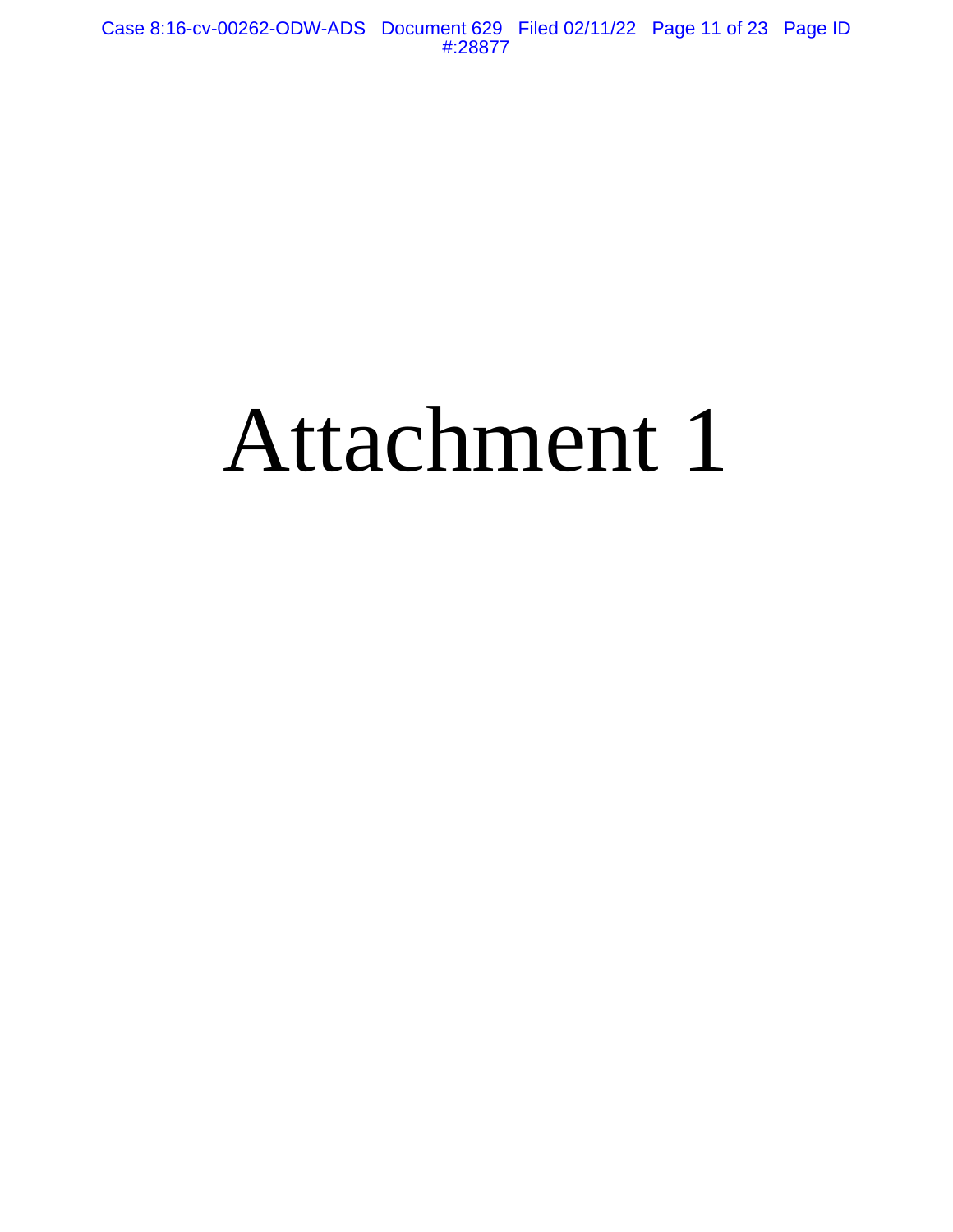# Attachment 1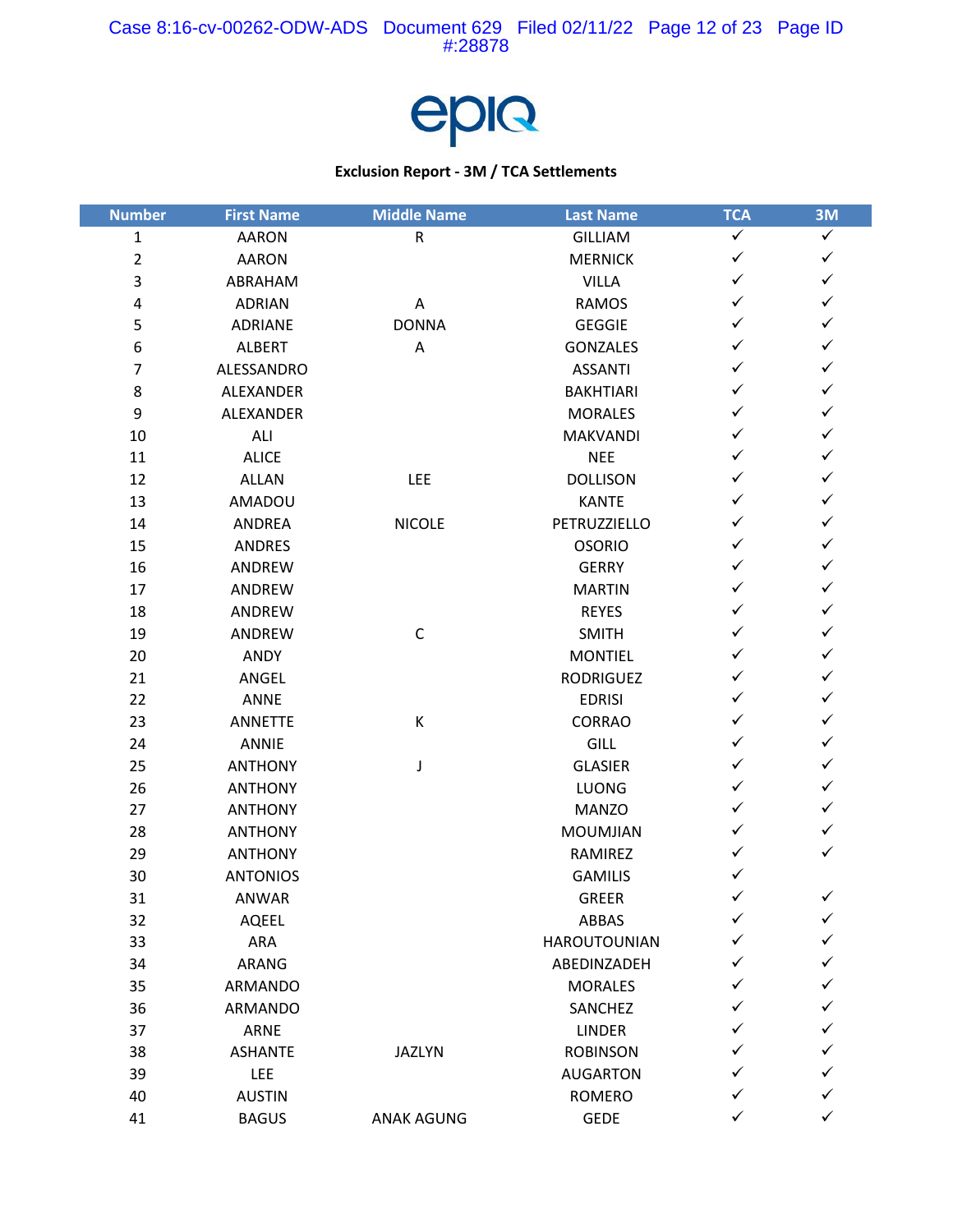epiq

**Exclusion Report - 3M / TCA Settlements**

| Number | First Name | Middle Name | Last Name | TCA | 3M |
|---|---|---|---|---|---|
| 1 | AARON | R | GILLIAM | ✓ | ✓ |
| 2 | AARON | | MERNICK | ✓ | ✓ |
| 3 | ABRAHAM | | VILLA | ✓ | ✓ |
| 4 | ADRIAN | A | RAMOS | ✓ | ✓ |
| 5 | ADRIANE | DONNA | GEGGIE | ✓ | ✓ |
| 6 | ALBERT | A | GONZALES | ✓ | ✓ |
| 7 | ALESSANDRO | | ASSANTI | ✓ | ✓ |
| 8 | ALEXANDER | | BAKHTIARI | ✓ | ✓ |
| 9 | ALEXANDER | | MORALES | ✓ | ✓ |
| 10 | ALI | | MAKVANDI | ✓ | ✓ |
| 11 | ALICE | | NEE | ✓ | ✓ |
| 12 | ALLAN | LEE | DOLLISON | ✓ | ✓ |
| 13 | AMADOU | | KANTE | ✓ | ✓ |
| 14 | ANDREA | NICOLE | PETRUZZIELLO | ✓ | ✓ |
| 15 | ANDRES | | OSORIO | ✓ | ✓ |
| 16 | ANDREW | | GERRY | ✓ | ✓ |
| 17 | ANDREW | | MARTIN | ✓ | ✓ |
| 18 | ANDREW | | REYES | ✓ | ✓ |
| 19 | ANDREW | C | SMITH | ✓ | ✓ |
| 20 | ANDY | | MONTIEL | ✓ | ✓ |
| 21 | ANGEL | | RODRIGUEZ | ✓ | ✓ |
| 22 | ANNE | | EDRISI | ✓ | ✓ |
| 23 | ANNETTE | K | CORRAO | ✓ | ✓ |
| 24 | ANNIE | | GILL | ✓ | ✓ |
| 25 | ANTHONY | J | GLASIER | ✓ | ✓ |
| 26 | ANTHONY | | LUONG | ✓ | ✓ |
| 27 | ANTHONY | | MANZO | ✓ | ✓ |
| 28 | ANTHONY | | MOUMJIAN | ✓ | ✓ |
| 29 | ANTHONY | | RAMIREZ | ✓ | ✓ |
| 30 | ANTONIOS | | GAMILIS | ✓ | |
| 31 | ANWAR | | GREER | ✓ | ✓ |
| 32 | AQEEL | | ABBAS | ✓ | ✓ |
| 33 | ARA | | HAROUTOUNIAN | ✓ | ✓ |
| 34 | ARANG | | ABEDINZADEH | ✓ | ✓ |
| 35 | ARMANDO | | MORALES | ✓ | ✓ |
| 36 | ARMANDO | | SANCHEZ | ✓ | ✓ |
| 37 | ARNE | | LINDER | ✓ | ✓ |
| 38 | ASHANTE | JAZLYN | ROBINSON | ✓ | ✓ |
| 39 | LEE | | AUGARTON | ✓ | ✓ |
| 40 | AUSTIN | | ROMERO | ✓ | ✓ |
| 41 | BAGUS | ANAK AGUNG | GEDE | ✓ | ✓ |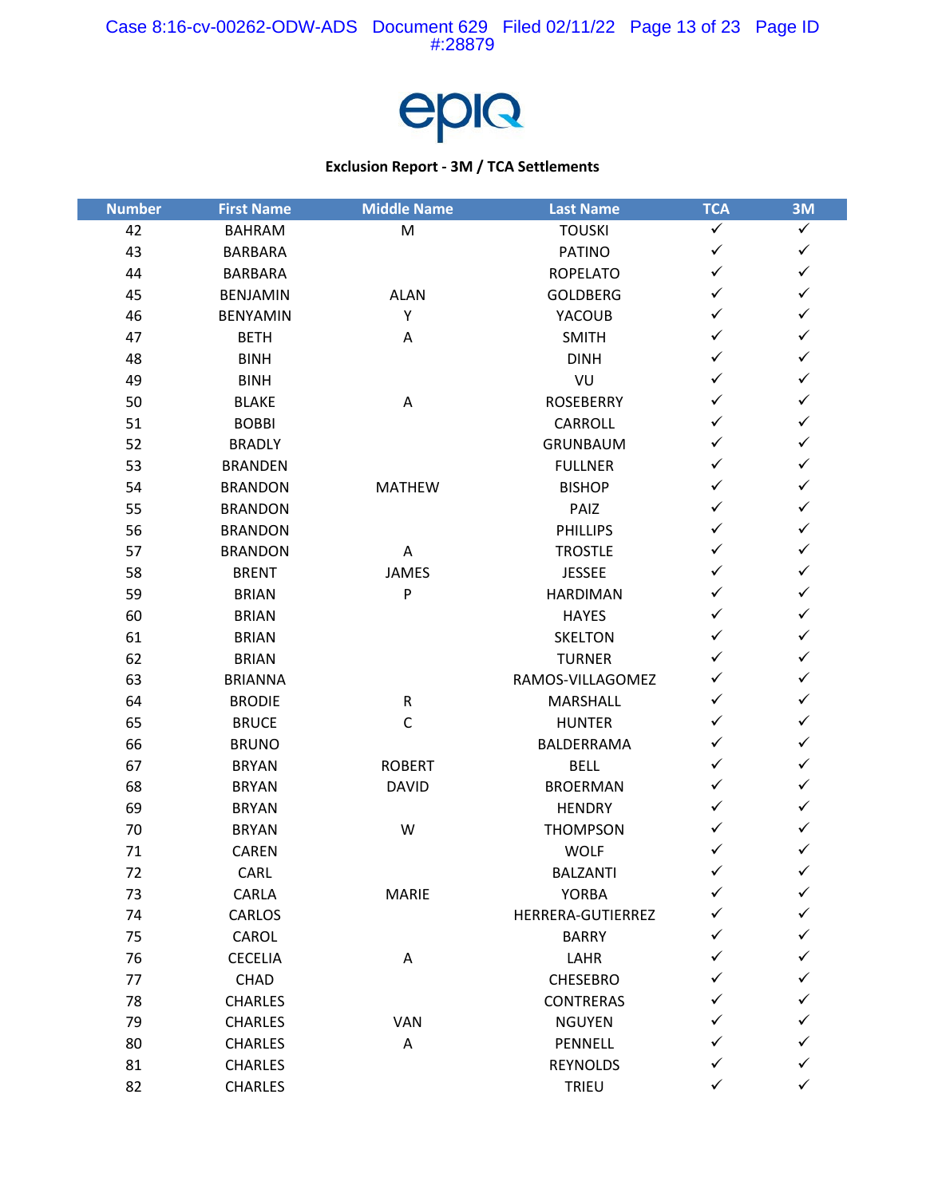epiq

**Exclusion Report - 3M / TCA Settlements**

| Number | First Name | Middle Name | Last Name | TCA | 3M |
|---|---|---|---|---|---|
| 42 | BAHRAM | M | TOUSKI | ✓ | ✓ |
| 43 | BARBARA | | PATINO | ✓ | ✓ |
| 44 | BARBARA | | ROPELATO | ✓ | ✓ |
| 45 | BENJAMIN | ALAN | GOLDBERG | ✓ | ✓ |
| 46 | BENYAMIN | Y | YACOUB | ✓ | ✓ |
| 47 | BETH | A | SMITH | ✓ | ✓ |
| 48 | BINH | | DINH | ✓ | ✓ |
| 49 | BINH | | VU | ✓ | ✓ |
| 50 | BLAKE | A | ROSEBERRY | ✓ | ✓ |
| 51 | BOBBI | | CARROLL | ✓ | ✓ |
| 52 | BRADLY | | GRUNBAUM | ✓ | ✓ |
| 53 | BRANDEN | | FULLNER | ✓ | ✓ |
| 54 | BRANDON | MATHEW | BISHOP | ✓ | ✓ |
| 55 | BRANDON | | PAIZ | ✓ | ✓ |
| 56 | BRANDON | | PHILLIPS | ✓ | ✓ |
| 57 | BRANDON | A | TROSTLE | ✓ | ✓ |
| 58 | BRENT | JAMES | JESSEE | ✓ | ✓ |
| 59 | BRIAN | P | HARDIMAN | ✓ | ✓ |
| 60 | BRIAN | | HAYES | ✓ | ✓ |
| 61 | BRIAN | | SKELTON | ✓ | ✓ |
| 62 | BRIAN | | TURNER | ✓ | ✓ |
| 63 | BRIANNA | | RAMOS-VILLAGOMEZ | ✓ | ✓ |
| 64 | BRODIE | R | MARSHALL | ✓ | ✓ |
| 65 | BRUCE | C | HUNTER | ✓ | ✓ |
| 66 | BRUNO | | BALDERRAMA | ✓ | ✓ |
| 67 | BRYAN | ROBERT | BELL | ✓ | ✓ |
| 68 | BRYAN | DAVID | BROERMAN | ✓ | ✓ |
| 69 | BRYAN | | HENDRY | ✓ | ✓ |
| 70 | BRYAN | W | THOMPSON | ✓ | ✓ |
| 71 | CAREN | | WOLF | ✓ | ✓ |
| 72 | CARL | | BALZANTI | ✓ | ✓ |
| 73 | CARLA | MARIE | YORBA | ✓ | ✓ |
| 74 | CARLOS | | HERRERA-GUTIERREZ | ✓ | ✓ |
| 75 | CAROL | | BARRY | ✓ | ✓ |
| 76 | CECELIA | A | LAHR | ✓ | ✓ |
| 77 | CHAD | | CHESEBRO | ✓ | ✓ |
| 78 | CHARLES | | CONTRERAS | ✓ | ✓ |
| 79 | CHARLES | VAN | NGUYEN | ✓ | ✓ |
| 80 | CHARLES | A | PENNELL | ✓ | ✓ |
| 81 | CHARLES | | REYNOLDS | ✓ | ✓ |
| 82 | CHARLES | | TRIEU | ✓ | ✓ |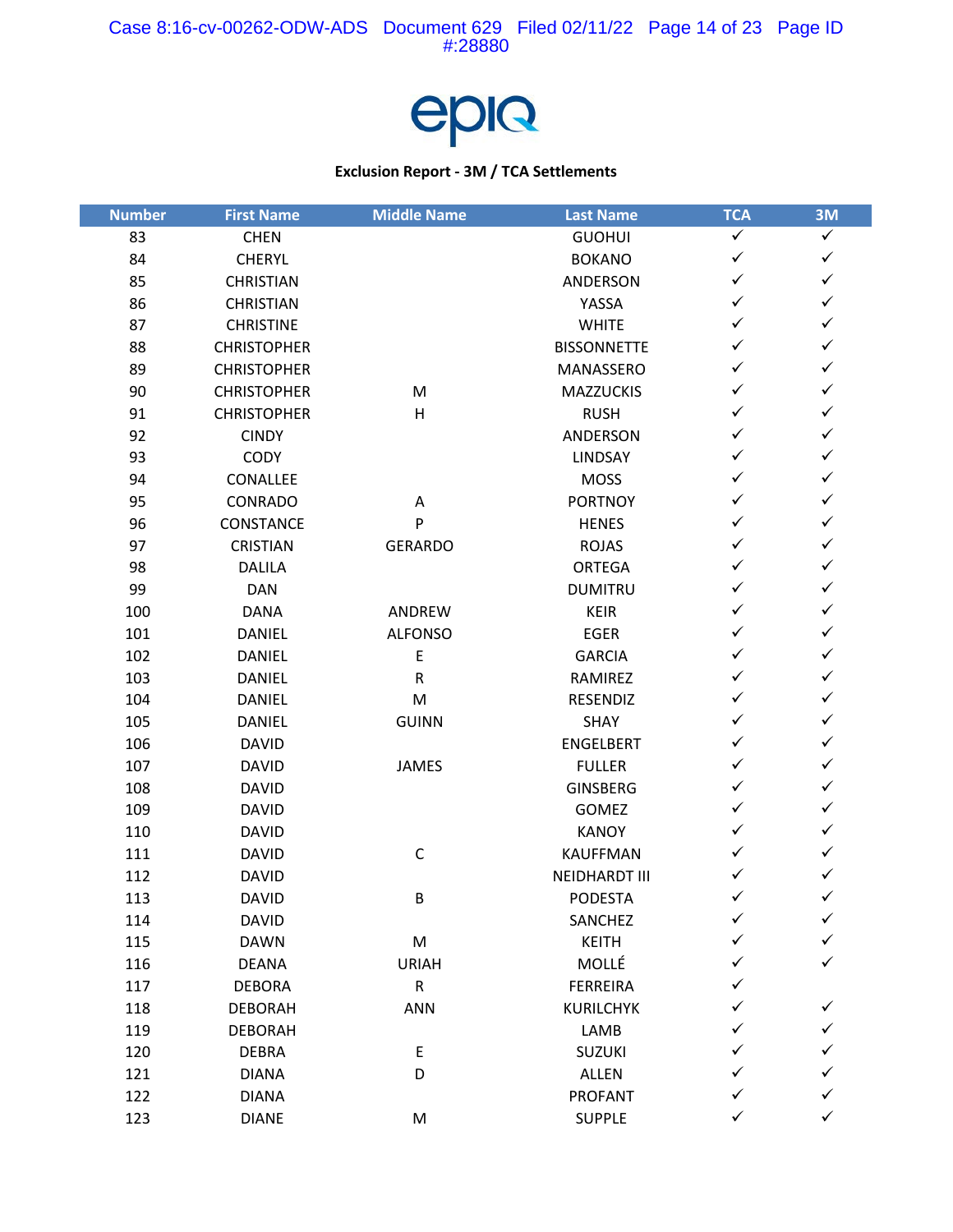**Exclusion Report - 3M / TCA Settlements**

| Number | First Name | Middle Name | Last Name | TCA | 3M |
|---|---|---|---|---|---|
| 83 | CHEN | | GUOHUI | ✓ | ✓ |
| 84 | CHERYL | | BOKANO | ✓ | ✓ |
| 85 | CHRISTIAN | | ANDERSON | ✓ | ✓ |
| 86 | CHRISTIAN | | YASSA | ✓ | ✓ |
| 87 | CHRISTINE | | WHITE | ✓ | ✓ |
| 88 | CHRISTOPHER | | BISSONNETTE | ✓ | ✓ |
| 89 | CHRISTOPHER | | MANASSERO | ✓ | ✓ |
| 90 | CHRISTOPHER | M | MAZZUCKIS | ✓ | ✓ |
| 91 | CHRISTOPHER | H | RUSH | ✓ | ✓ |
| 92 | CINDY | | ANDERSON | ✓ | ✓ |
| 93 | CODY | | LINDSAY | ✓ | ✓ |
| 94 | CONALLEE | | MOSS | ✓ | ✓ |
| 95 | CONRADO | A | PORTNOY | ✓ | ✓ |
| 96 | CONSTANCE | P | HENES | ✓ | ✓ |
| 97 | CRISTIAN | GERARDO | ROJAS | ✓ | ✓ |
| 98 | DALILA | | ORTEGA | ✓ | ✓ |
| 99 | DAN | | DUMITRU | ✓ | ✓ |
| 100 | DANA | ANDREW | KEIR | ✓ | ✓ |
| 101 | DANIEL | ALFONSO | EGER | ✓ | ✓ |
| 102 | DANIEL | E | GARCIA | ✓ | ✓ |
| 103 | DANIEL | R | RAMIREZ | ✓ | ✓ |
| 104 | DANIEL | M | RESENDIZ | ✓ | ✓ |
| 105 | DANIEL | GUINN | SHAY | ✓ | ✓ |
| 106 | DAVID | | ENGELBERT | ✓ | ✓ |
| 107 | DAVID | JAMES | FULLER | ✓ | ✓ |
| 108 | DAVID | | GINSBERG | ✓ | ✓ |
| 109 | DAVID | | GOMEZ | ✓ | ✓ |
| 110 | DAVID | | KANOY | ✓ | ✓ |
| 111 | DAVID | C | KAUFFMAN | ✓ | ✓ |
| 112 | DAVID | | NEIDHARDT III | ✓ | ✓ |
| 113 | DAVID | B | PODESTA | ✓ | ✓ |
| 114 | DAVID | | SANCHEZ | ✓ | ✓ |
| 115 | DAWN | M | KEITH | ✓ | ✓ |
| 116 | DEANA | URIAH | MOLLÉ | ✓ | ✓ |
| 117 | DEBORA | R | FERREIRA | ✓ | |
| 118 | DEBORAH | ANN | KURILCHYK | ✓ | ✓ |
| 119 | DEBORAH | | LAMB | ✓ | ✓ |
| 120 | DEBRA | E | SUZUKI | ✓ | ✓ |
| 121 | DIANA | D | ALLEN | ✓ | ✓ |
| 122 | DIANA | | PROFANT | ✓ | ✓ |
| 123 | DIANE | M | SUPPLE | ✓ | ✓ |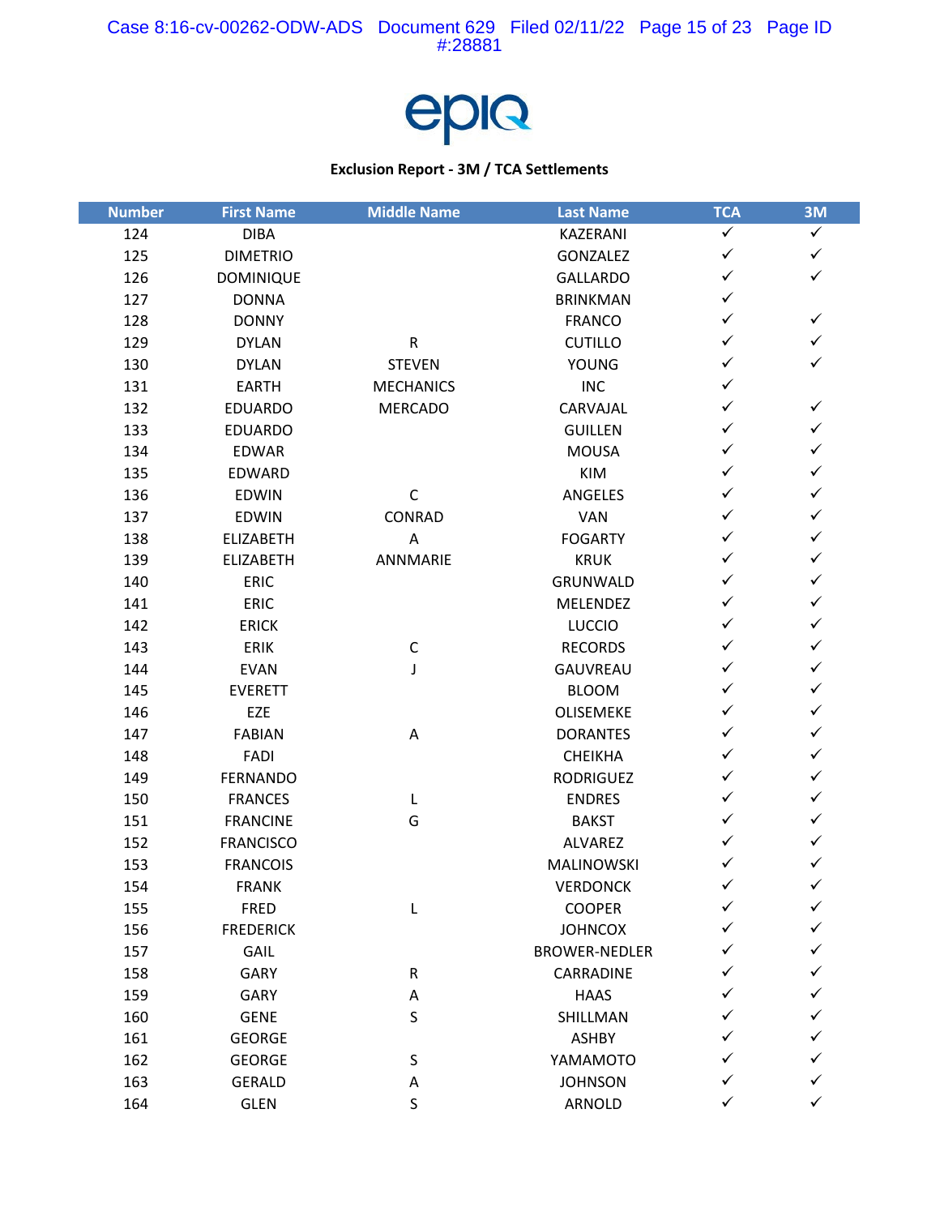epiq

**Exclusion Report - 3M / TCA Settlements**

| Number | First Name | Middle Name | Last Name | TCA | 3M |
|---|---|---|---|---|---|
| 124 | DIBA | | KAZERANI | ✓ | ✓ |
| 125 | DIMETRIO | | GONZALEZ | ✓ | ✓ |
| 126 | DOMINIQUE | | GALLARDO | ✓ | ✓ |
| 127 | DONNA | | BRINKMAN | ✓ | |
| 128 | DONNY | | FRANCO | ✓ | ✓ |
| 129 | DYLAN | R | CUTILLO | ✓ | ✓ |
| 130 | DYLAN | STEVEN | YOUNG | ✓ | ✓ |
| 131 | EARTH | MECHANICS | INC | ✓ | |
| 132 | EDUARDO | MERCADO | CARVAJAL | ✓ | ✓ |
| 133 | EDUARDO | | GUILLEN | ✓ | ✓ |
| 134 | EDWAR | | MOUSA | ✓ | ✓ |
| 135 | EDWARD | | KIM | ✓ | ✓ |
| 136 | EDWIN | C | ANGELES | ✓ | ✓ |
| 137 | EDWIN | CONRAD | VAN | ✓ | ✓ |
| 138 | ELIZABETH | A | FOGARTY | ✓ | ✓ |
| 139 | ELIZABETH | ANNMARIE | KRUK | ✓ | ✓ |
| 140 | ERIC | | GRUNWALD | ✓ | ✓ |
| 141 | ERIC | | MELENDEZ | ✓ | ✓ |
| 142 | ERICK | | LUCCIO | ✓ | ✓ |
| 143 | ERIK | C | RECORDS | ✓ | ✓ |
| 144 | EVAN | J | GAUVREAU | ✓ | ✓ |
| 145 | EVERETT | | BLOOM | ✓ | ✓ |
| 146 | EZE | | OLISEMEKE | ✓ | ✓ |
| 147 | FABIAN | A | DORANTES | ✓ | ✓ |
| 148 | FADI | | CHEIKHA | ✓ | ✓ |
| 149 | FERNANDO | | RODRIGUEZ | ✓ | ✓ |
| 150 | FRANCES | L | ENDRES | ✓ | ✓ |
| 151 | FRANCINE | G | BAKST | ✓ | ✓ |
| 152 | FRANCISCO | | ALVAREZ | ✓ | ✓ |
| 153 | FRANCOIS | | MALINOWSKI | ✓ | ✓ |
| 154 | FRANK | | VERDONCK | ✓ | ✓ |
| 155 | FRED | L | COOPER | ✓ | ✓ |
| 156 | FREDERICK | | JOHNCOX | ✓ | ✓ |
| 157 | GAIL | | BROWER-NEDLER | ✓ | ✓ |
| 158 | GARY | R | CARRADINE | ✓ | ✓ |
| 159 | GARY | A | HAAS | ✓ | ✓ |
| 160 | GENE | S | SHILLMAN | ✓ | ✓ |
| 161 | GEORGE | | ASHBY | ✓ | ✓ |
| 162 | GEORGE | S | YAMAMOTO | ✓ | ✓ |
| 163 | GERALD | A | JOHNSON | ✓ | ✓ |
| 164 | GLEN | S | ARNOLD | ✓ | ✓ |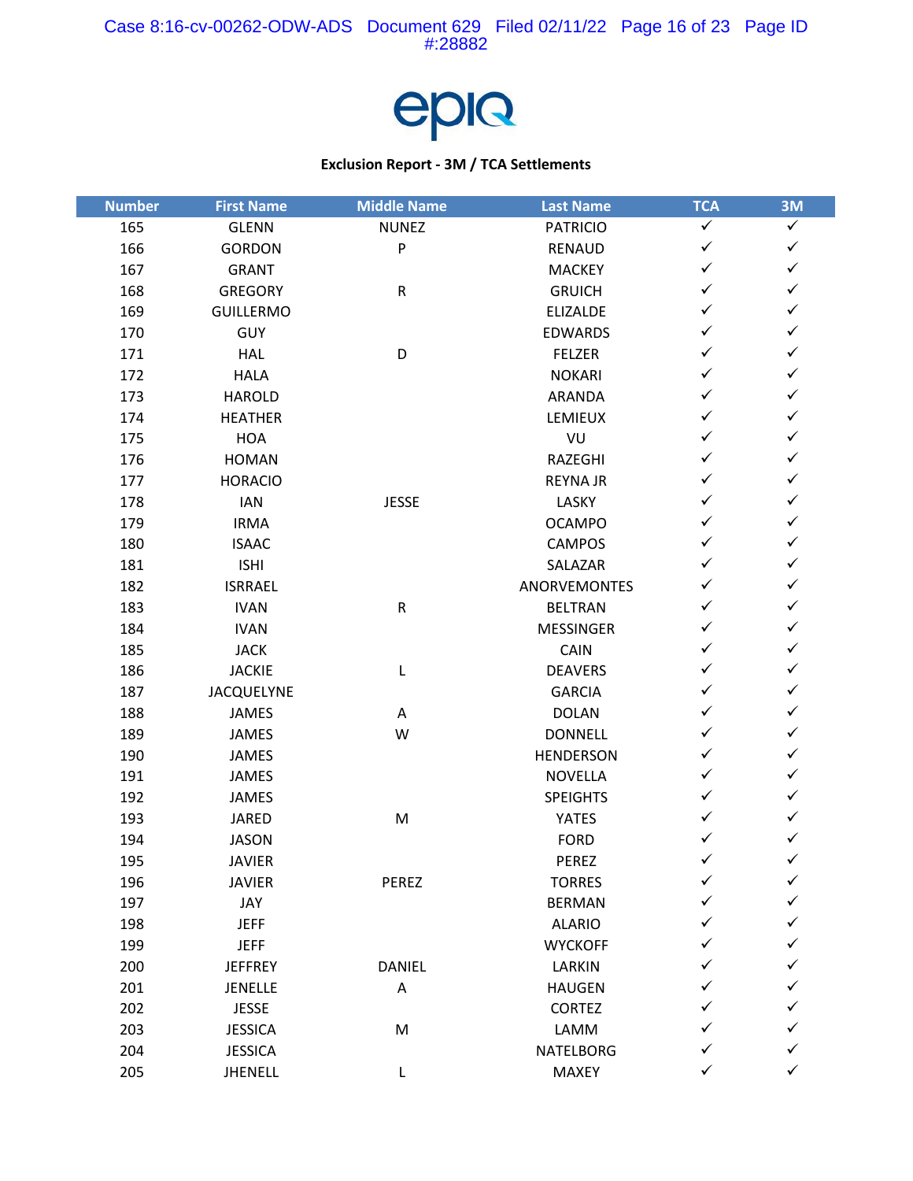epiq

**Exclusion Report - 3M / TCA Settlements**

| Number | First Name | Middle Name | Last Name | TCA | 3M |
|---|---|---|---|---|---|
| 165 | GLENN | NUNEZ | PATRICIO | ✓ | ✓ |
| 166 | GORDON | P | RENAUD | ✓ | ✓ |
| 167 | GRANT | | MACKEY | ✓ | ✓ |
| 168 | GREGORY | R | GRUICH | ✓ | ✓ |
| 169 | GUILLERMO | | ELIZALDE | ✓ | ✓ |
| 170 | GUY | | EDWARDS | ✓ | ✓ |
| 171 | HAL | D | FELZER | ✓ | ✓ |
| 172 | HALA | | NOKARI | ✓ | ✓ |
| 173 | HAROLD | | ARANDA | ✓ | ✓ |
| 174 | HEATHER | | LEMIEUX | ✓ | ✓ |
| 175 | HOA | | VU | ✓ | ✓ |
| 176 | HOMAN | | RAZEGHI | ✓ | ✓ |
| 177 | HORACIO | | REYNA JR | ✓ | ✓ |
| 178 | IAN | JESSE | LASKY | ✓ | ✓ |
| 179 | IRMA | | OCAMPO | ✓ | ✓ |
| 180 | ISAAC | | CAMPOS | ✓ | ✓ |
| 181 | ISHI | | SALAZAR | ✓ | ✓ |
| 182 | ISRRAEL | | ANORVEMONTES | ✓ | ✓ |
| 183 | IVAN | R | BELTRAN | ✓ | ✓ |
| 184 | IVAN | | MESSINGER | ✓ | ✓ |
| 185 | JACK | | CAIN | ✓ | ✓ |
| 186 | JACKIE | L | DEAVERS | ✓ | ✓ |
| 187 | JACQUELYNE | | GARCIA | ✓ | ✓ |
| 188 | JAMES | A | DOLAN | ✓ | ✓ |
| 189 | JAMES | W | DONNELL | ✓ | ✓ |
| 190 | JAMES | | HENDERSON | ✓ | ✓ |
| 191 | JAMES | | NOVELLA | ✓ | ✓ |
| 192 | JAMES | | SPEIGHTS | ✓ | ✓ |
| 193 | JARED | M | YATES | ✓ | ✓ |
| 194 | JASON | | FORD | ✓ | ✓ |
| 195 | JAVIER | | PEREZ | ✓ | ✓ |
| 196 | JAVIER | PEREZ | TORRES | ✓ | ✓ |
| 197 | JAY | | BERMAN | ✓ | ✓ |
| 198 | JEFF | | ALARIO | ✓ | ✓ |
| 199 | JEFF | | WYCKOFF | ✓ | ✓ |
| 200 | JEFFREY | DANIEL | LARKIN | ✓ | ✓ |
| 201 | JENELLE | A | HAUGEN | ✓ | ✓ |
| 202 | JESSE | | CORTEZ | ✓ | ✓ |
| 203 | JESSICA | M | LAMM | ✓ | ✓ |
| 204 | JESSICA | | NATELBORG | ✓ | ✓ |
| 205 | JHENELL | L | MAXEY | ✓ | ✓ |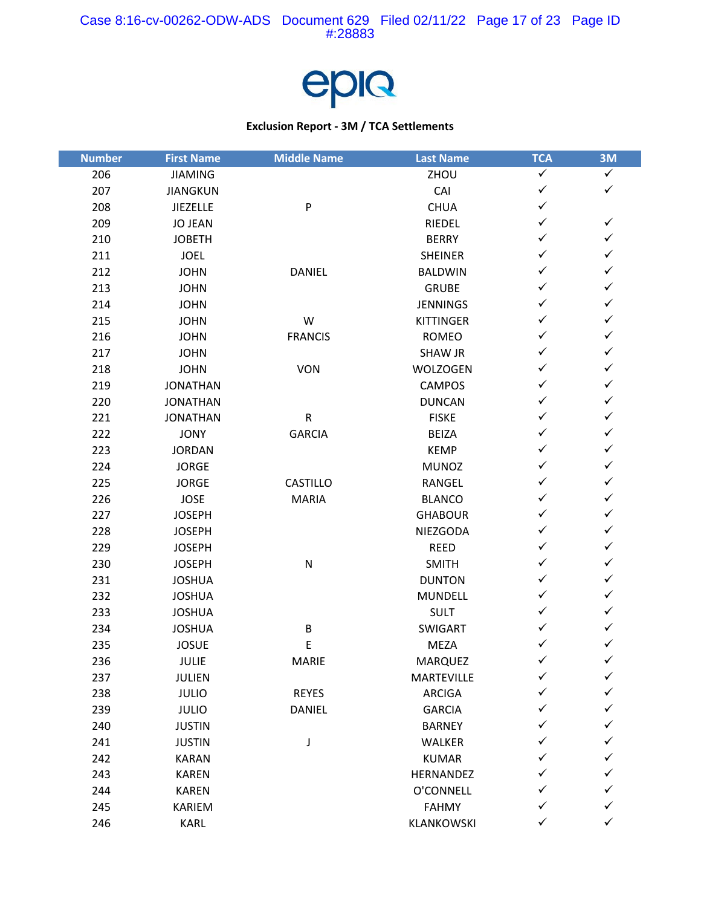epiq

**Exclusion Report - 3M / TCA Settlements**

| Number | First Name | Middle Name | Last Name | TCA | 3M |
|---|---|---|---|---|---|
| 206 | JIAMING | | ZHOU | ✓ | ✓ |
| 207 | JIANGKUN | | CAI | ✓ | ✓ |
| 208 | JIEZELLE | P | CHUA | ✓ | |
| 209 | JO JEAN | | RIEDEL | ✓ | ✓ |
| 210 | JOBETH | | BERRY | ✓ | ✓ |
| 211 | JOEL | | SHEINER | ✓ | ✓ |
| 212 | JOHN | DANIEL | BALDWIN | ✓ | ✓ |
| 213 | JOHN | | GRUBE | ✓ | ✓ |
| 214 | JOHN | | JENNINGS | ✓ | ✓ |
| 215 | JOHN | W | KITTINGER | ✓ | ✓ |
| 216 | JOHN | FRANCIS | ROMEO | ✓ | ✓ |
| 217 | JOHN | | SHAW JR | ✓ | ✓ |
| 218 | JOHN | VON | WOLZOGEN | ✓ | ✓ |
| 219 | JONATHAN | | CAMPOS | ✓ | ✓ |
| 220 | JONATHAN | | DUNCAN | ✓ | ✓ |
| 221 | JONATHAN | R | FISKE | ✓ | ✓ |
| 222 | JONY | GARCIA | BEIZA | ✓ | ✓ |
| 223 | JORDAN | | KEMP | ✓ | ✓ |
| 224 | JORGE | | MUNOZ | ✓ | ✓ |
| 225 | JORGE | CASTILLO | RANGEL | ✓ | ✓ |
| 226 | JOSE | MARIA | BLANCO | ✓ | ✓ |
| 227 | JOSEPH | | GHABOUR | ✓ | ✓ |
| 228 | JOSEPH | | NIEZGODA | ✓ | ✓ |
| 229 | JOSEPH | | REED | ✓ | ✓ |
| 230 | JOSEPH | N | SMITH | ✓ | ✓ |
| 231 | JOSHUA | | DUNTON | ✓ | ✓ |
| 232 | JOSHUA | | MUNDELL | ✓ | ✓ |
| 233 | JOSHUA | | SULT | ✓ | ✓ |
| 234 | JOSHUA | B | SWIGART | ✓ | ✓ |
| 235 | JOSUE | E | MEZA | ✓ | ✓ |
| 236 | JULIE | MARIE | MARQUEZ | ✓ | ✓ |
| 237 | JULIEN | | MARTEVILLE | ✓ | ✓ |
| 238 | JULIO | REYES | ARCIGA | ✓ | ✓ |
| 239 | JULIO | DANIEL | GARCIA | ✓ | ✓ |
| 240 | JUSTIN | | BARNEY | ✓ | ✓ |
| 241 | JUSTIN | J | WALKER | ✓ | ✓ |
| 242 | KARAN | | KUMAR | ✓ | ✓ |
| 243 | KAREN | | HERNANDEZ | ✓ | ✓ |
| 244 | KAREN | | O'CONNELL | ✓ | ✓ |
| 245 | KARIEM | | FAHMY | ✓ | ✓ |
| 246 | KARL | | KLANKOWSKI | ✓ | ✓ |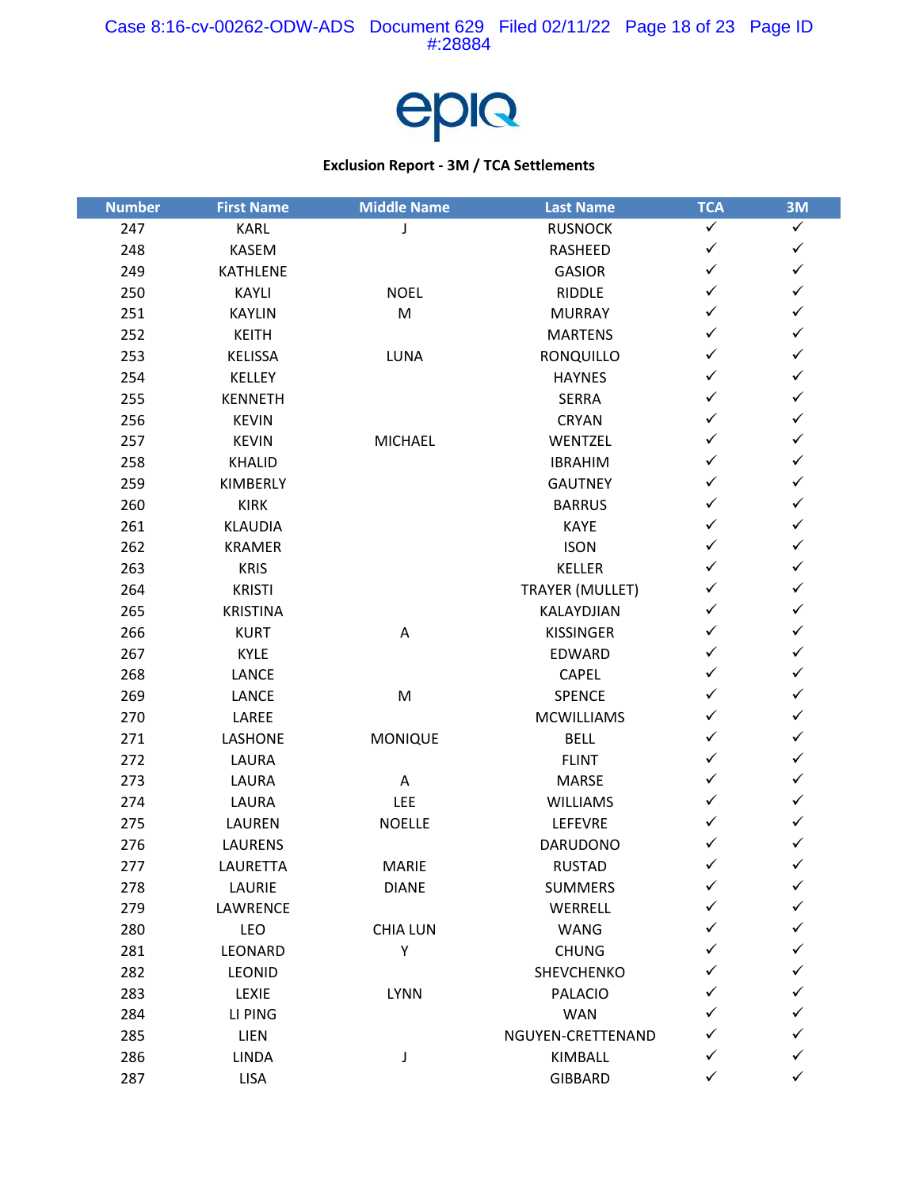epiq

**Exclusion Report - 3M / TCA Settlements**

| Number | First Name | Middle Name | Last Name | TCA | 3M |
|---|---|---|---|---|---|
| 247 | KARL | J | RUSNOCK | ✓ | ✓ |
| 248 | KASEM | | RASHEED | ✓ | ✓ |
| 249 | KATHLENE | | GASIOR | ✓ | ✓ |
| 250 | KAYLI | NOEL | RIDDLE | ✓ | ✓ |
| 251 | KAYLIN | M | MURRAY | ✓ | ✓ |
| 252 | KEITH | | MARTENS | ✓ | ✓ |
| 253 | KELISSA | LUNA | RONQUILLO | ✓ | ✓ |
| 254 | KELLEY | | HAYNES | ✓ | ✓ |
| 255 | KENNETH | | SERRA | ✓ | ✓ |
| 256 | KEVIN | | CRYAN | ✓ | ✓ |
| 257 | KEVIN | MICHAEL | WENTZEL | ✓ | ✓ |
| 258 | KHALID | | IBRAHIM | ✓ | ✓ |
| 259 | KIMBERLY | | GAUTNEY | ✓ | ✓ |
| 260 | KIRK | | BARRUS | ✓ | ✓ |
| 261 | KLAUDIA | | KAYE | ✓ | ✓ |
| 262 | KRAMER | | ISON | ✓ | ✓ |
| 263 | KRIS | | KELLER | ✓ | ✓ |
| 264 | KRISTI | | TRAYER (MULLET) | ✓ | ✓ |
| 265 | KRISTINA | | KALAYDJIAN | ✓ | ✓ |
| 266 | KURT | A | KISSINGER | ✓ | ✓ |
| 267 | KYLE | | EDWARD | ✓ | ✓ |
| 268 | LANCE | | CAPEL | ✓ | ✓ |
| 269 | LANCE | M | SPENCE | ✓ | ✓ |
| 270 | LAREE | | MCWILLIAMS | ✓ | ✓ |
| 271 | LASHONE | MONIQUE | BELL | ✓ | ✓ |
| 272 | LAURA | | FLINT | ✓ | ✓ |
| 273 | LAURA | A | MARSE | ✓ | ✓ |
| 274 | LAURA | LEE | WILLIAMS | ✓ | ✓ |
| 275 | LAUREN | NOELLE | LEFEVRE | ✓ | ✓ |
| 276 | LAURENS | | DARUDONO | ✓ | ✓ |
| 277 | LAURETTA | MARIE | RUSTAD | ✓ | ✓ |
| 278 | LAURIE | DIANE | SUMMERS | ✓ | ✓ |
| 279 | LAWRENCE | | WERRELL | ✓ | ✓ |
| 280 | LEO | CHIA LUN | WANG | ✓ | ✓ |
| 281 | LEONARD | Y | CHUNG | ✓ | ✓ |
| 282 | LEONID | | SHEVCHENKO | ✓ | ✓ |
| 283 | LEXIE | LYNN | PALACIO | ✓ | ✓ |
| 284 | LI PING | | WAN | ✓ | ✓ |
| 285 | LIEN | | NGUYEN-CRETTENAND | ✓ | ✓ |
| 286 | LINDA | J | KIMBALL | ✓ | ✓ |
| 287 | LISA | | GIBBARD | ✓ | ✓ |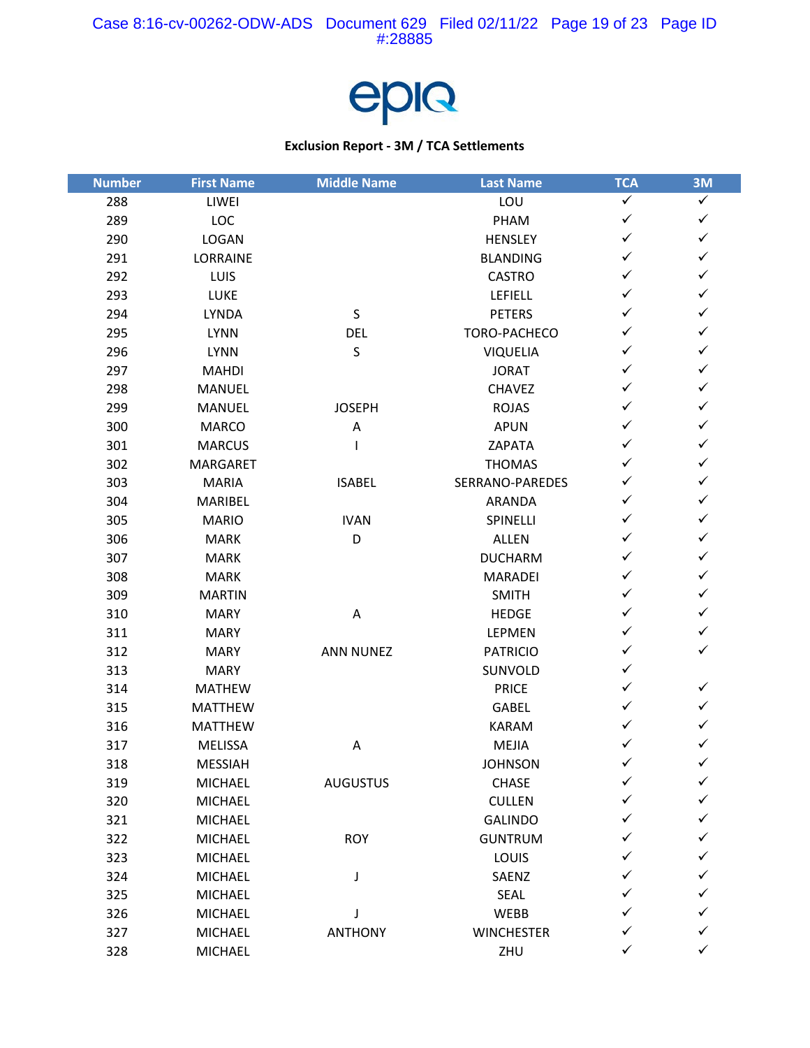epiq

**Exclusion Report - 3M / TCA Settlements**

| Number | First Name | Middle Name | Last Name | TCA | 3M |
|---|---|---|---|---|---|
| 288 | LIWEI | | LOU | ✓ | ✓ |
| 289 | LOC | | PHAM | ✓ | ✓ |
| 290 | LOGAN | | HENSLEY | ✓ | ✓ |
| 291 | LORRAINE | | BLANDING | ✓ | ✓ |
| 292 | LUIS | | CASTRO | ✓ | ✓ |
| 293 | LUKE | | LEFIELL | ✓ | ✓ |
| 294 | LYNDA | S | PETERS | ✓ | ✓ |
| 295 | LYNN | DEL | TORO-PACHECO | ✓ | ✓ |
| 296 | LYNN | S | VIQUELIA | ✓ | ✓ |
| 297 | MAHDI | | JORAT | ✓ | ✓ |
| 298 | MANUEL | | CHAVEZ | ✓ | ✓ |
| 299 | MANUEL | JOSEPH | ROJAS | ✓ | ✓ |
| 300 | MARCO | A | APUN | ✓ | ✓ |
| 301 | MARCUS | I | ZAPATA | ✓ | ✓ |
| 302 | MARGARET | | THOMAS | ✓ | ✓ |
| 303 | MARIA | ISABEL | SERRANO-PAREDES | ✓ | ✓ |
| 304 | MARIBEL | | ARANDA | ✓ | ✓ |
| 305 | MARIO | IVAN | SPINELLI | ✓ | ✓ |
| 306 | MARK | D | ALLEN | ✓ | ✓ |
| 307 | MARK | | DUCHARM | ✓ | ✓ |
| 308 | MARK | | MARADEI | ✓ | ✓ |
| 309 | MARTIN | | SMITH | ✓ | ✓ |
| 310 | MARY | A | HEDGE | ✓ | ✓ |
| 311 | MARY | | LEPMEN | ✓ | ✓ |
| 312 | MARY | ANN NUNEZ | PATRICIO | ✓ | ✓ |
| 313 | MARY | | SUNVOLD | ✓ | |
| 314 | MATHEW | | PRICE | ✓ | ✓ |
| 315 | MATTHEW | | GABEL | ✓ | ✓ |
| 316 | MATTHEW | | KARAM | ✓ | ✓ |
| 317 | MELISSA | A | MEJIA | ✓ | ✓ |
| 318 | MESSIAH | | JOHNSON | ✓ | ✓ |
| 319 | MICHAEL | AUGUSTUS | CHASE | ✓ | ✓ |
| 320 | MICHAEL | | CULLEN | ✓ | ✓ |
| 321 | MICHAEL | | GALINDO | ✓ | ✓ |
| 322 | MICHAEL | ROY | GUNTRUM | ✓ | ✓ |
| 323 | MICHAEL | | LOUIS | ✓ | ✓ |
| 324 | MICHAEL | J | SAENZ | ✓ | ✓ |
| 325 | MICHAEL | | SEAL | ✓ | ✓ |
| 326 | MICHAEL | J | WEBB | ✓ | ✓ |
| 327 | MICHAEL | ANTHONY | WINCHESTER | ✓ | ✓ |
| 328 | MICHAEL | | ZHU | ✓ | ✓ |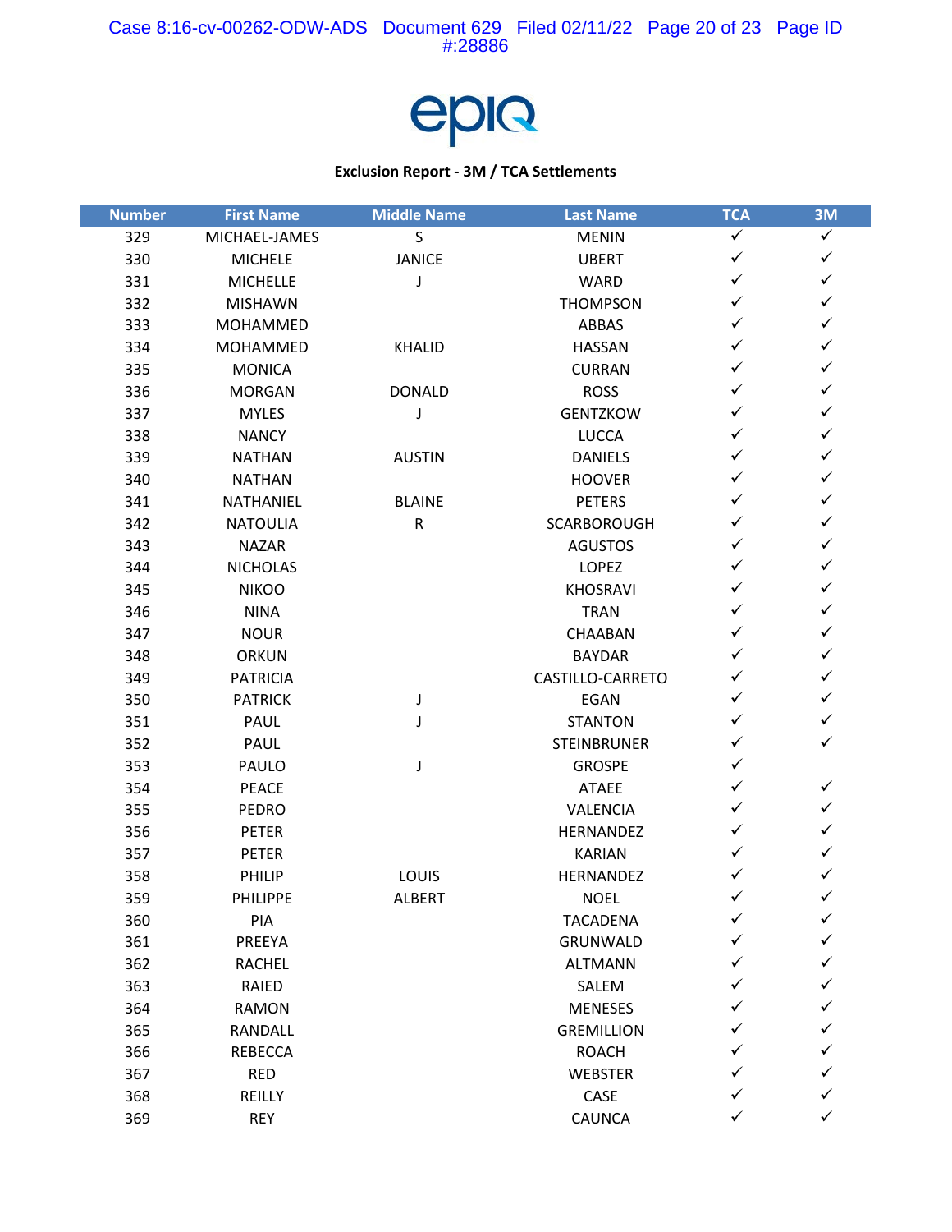epiq

**Exclusion Report - 3M / TCA Settlements**

| Number | First Name | Middle Name | Last Name | TCA | 3M |
|---|---|---|---|---|---|
| 329 | MICHAEL-JAMES | S | MENIN | ✓ | ✓ |
| 330 | MICHELE | JANICE | UBERT | ✓ | ✓ |
| 331 | MICHELLE | J | WARD | ✓ | ✓ |
| 332 | MISHAWN | | THOMPSON | ✓ | ✓ |
| 333 | MOHAMMED | | ABBAS | ✓ | ✓ |
| 334 | MOHAMMED | KHALID | HASSAN | ✓ | ✓ |
| 335 | MONICA | | CURRAN | ✓ | ✓ |
| 336 | MORGAN | DONALD | ROSS | ✓ | ✓ |
| 337 | MYLES | J | GENTZKOW | ✓ | ✓ |
| 338 | NANCY | | LUCCA | ✓ | ✓ |
| 339 | NATHAN | AUSTIN | DANIELS | ✓ | ✓ |
| 340 | NATHAN | | HOOVER | ✓ | ✓ |
| 341 | NATHANIEL | BLAINE | PETERS | ✓ | ✓ |
| 342 | NATOULIA | R | SCARBOROUGH | ✓ | ✓ |
| 343 | NAZAR | | AGUSTOS | ✓ | ✓ |
| 344 | NICHOLAS | | LOPEZ | ✓ | ✓ |
| 345 | NIKOO | | KHOSRAVI | ✓ | ✓ |
| 346 | NINA | | TRAN | ✓ | ✓ |
| 347 | NOUR | | CHAABAN | ✓ | ✓ |
| 348 | ORKUN | | BAYDAR | ✓ | ✓ |
| 349 | PATRICIA | | CASTILLO-CARRETO | ✓ | ✓ |
| 350 | PATRICK | J | EGAN | ✓ | ✓ |
| 351 | PAUL | J | STANTON | ✓ | ✓ |
| 352 | PAUL | | STEINBRUNER | ✓ | ✓ |
| 353 | PAULO | J | GROSPE | ✓ | |
| 354 | PEACE | | ATAEE | ✓ | ✓ |
| 355 | PEDRO | | VALENCIA | ✓ | ✓ |
| 356 | PETER | | HERNANDEZ | ✓ | ✓ |
| 357 | PETER | | KARIAN | ✓ | ✓ |
| 358 | PHILIP | LOUIS | HERNANDEZ | ✓ | ✓ |
| 359 | PHILIPPE | ALBERT | NOEL | ✓ | ✓ |
| 360 | PIA | | TACADENA | ✓ | ✓ |
| 361 | PREEYA | | GRUNWALD | ✓ | ✓ |
| 362 | RACHEL | | ALTMANN | ✓ | ✓ |
| 363 | RAIED | | SALEM | ✓ | ✓ |
| 364 | RAMON | | MENESES | ✓ | ✓ |
| 365 | RANDALL | | GREMILLION | ✓ | ✓ |
| 366 | REBECCA | | ROACH | ✓ | ✓ |
| 367 | RED | | WEBSTER | ✓ | ✓ |
| 368 | REILLY | | CASE | ✓ | ✓ |
| 369 | REY | | CAUNCA | ✓ | ✓ |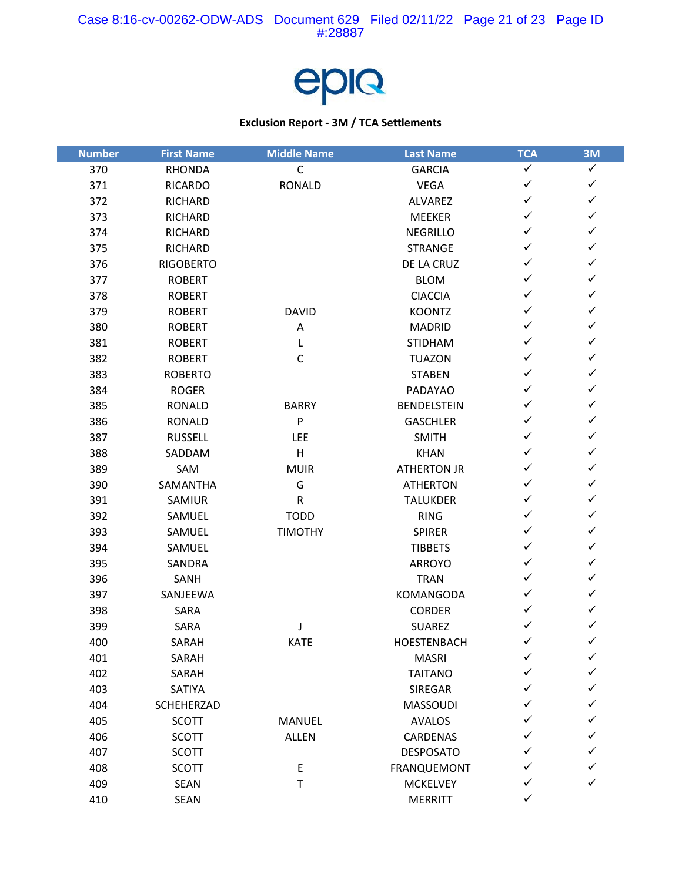epiq

**Exclusion Report - 3M / TCA Settlements**

| Number | First Name | Middle Name | Last Name | TCA | 3M |
|---|---|---|---|---|---|
| 370 | RHONDA | C | GARCIA | ✓ | ✓ |
| 371 | RICARDO | RONALD | VEGA | ✓ | ✓ |
| 372 | RICHARD | | ALVAREZ | ✓ | ✓ |
| 373 | RICHARD | | MEEKER | ✓ | ✓ |
| 374 | RICHARD | | NEGRILLO | ✓ | ✓ |
| 375 | RICHARD | | STRANGE | ✓ | ✓ |
| 376 | RIGOBERTO | | DE LA CRUZ | ✓ | ✓ |
| 377 | ROBERT | | BLOM | ✓ | ✓ |
| 378 | ROBERT | | CIACCIA | ✓ | ✓ |
| 379 | ROBERT | DAVID | KOONTZ | ✓ | ✓ |
| 380 | ROBERT | A | MADRID | ✓ | ✓ |
| 381 | ROBERT | L | STIDHAM | ✓ | ✓ |
| 382 | ROBERT | C | TUAZON | ✓ | ✓ |
| 383 | ROBERTO | | STABEN | ✓ | ✓ |
| 384 | ROGER | | PADAYAO | ✓ | ✓ |
| 385 | RONALD | BARRY | BENDELSTEIN | ✓ | ✓ |
| 386 | RONALD | P | GASCHLER | ✓ | ✓ |
| 387 | RUSSELL | LEE | SMITH | ✓ | ✓ |
| 388 | SADDAM | H | KHAN | ✓ | ✓ |
| 389 | SAM | MUIR | ATHERTON JR | ✓ | ✓ |
| 390 | SAMANTHA | G | ATHERTON | ✓ | ✓ |
| 391 | SAMIUR | R | TALUKDER | ✓ | ✓ |
| 392 | SAMUEL | TODD | RING | ✓ | ✓ |
| 393 | SAMUEL | TIMOTHY | SPIRER | ✓ | ✓ |
| 394 | SAMUEL | | TIBBETS | ✓ | ✓ |
| 395 | SANDRA | | ARROYO | ✓ | ✓ |
| 396 | SANH | | TRAN | ✓ | ✓ |
| 397 | SANJEEWA | | KOMANGODA | ✓ | ✓ |
| 398 | SARA | | CORDER | ✓ | ✓ |
| 399 | SARA | J | SUAREZ | ✓ | ✓ |
| 400 | SARAH | KATE | HOESTENBACH | ✓ | ✓ |
| 401 | SARAH | | MASRI | ✓ | ✓ |
| 402 | SARAH | | TAITANO | ✓ | ✓ |
| 403 | SATIYA | | SIREGAR | ✓ | ✓ |
| 404 | SCHEHERZAD | | MASSOUDI | ✓ | ✓ |
| 405 | SCOTT | MANUEL | AVALOS | ✓ | ✓ |
| 406 | SCOTT | ALLEN | CARDENAS | ✓ | ✓ |
| 407 | SCOTT | | DESPOSATO | ✓ | ✓ |
| 408 | SCOTT | E | FRANQUEMONT | ✓ | ✓ |
| 409 | SEAN | T | MCKELVEY | ✓ | ✓ |
| 410 | SEAN | | MERRITT | ✓ | |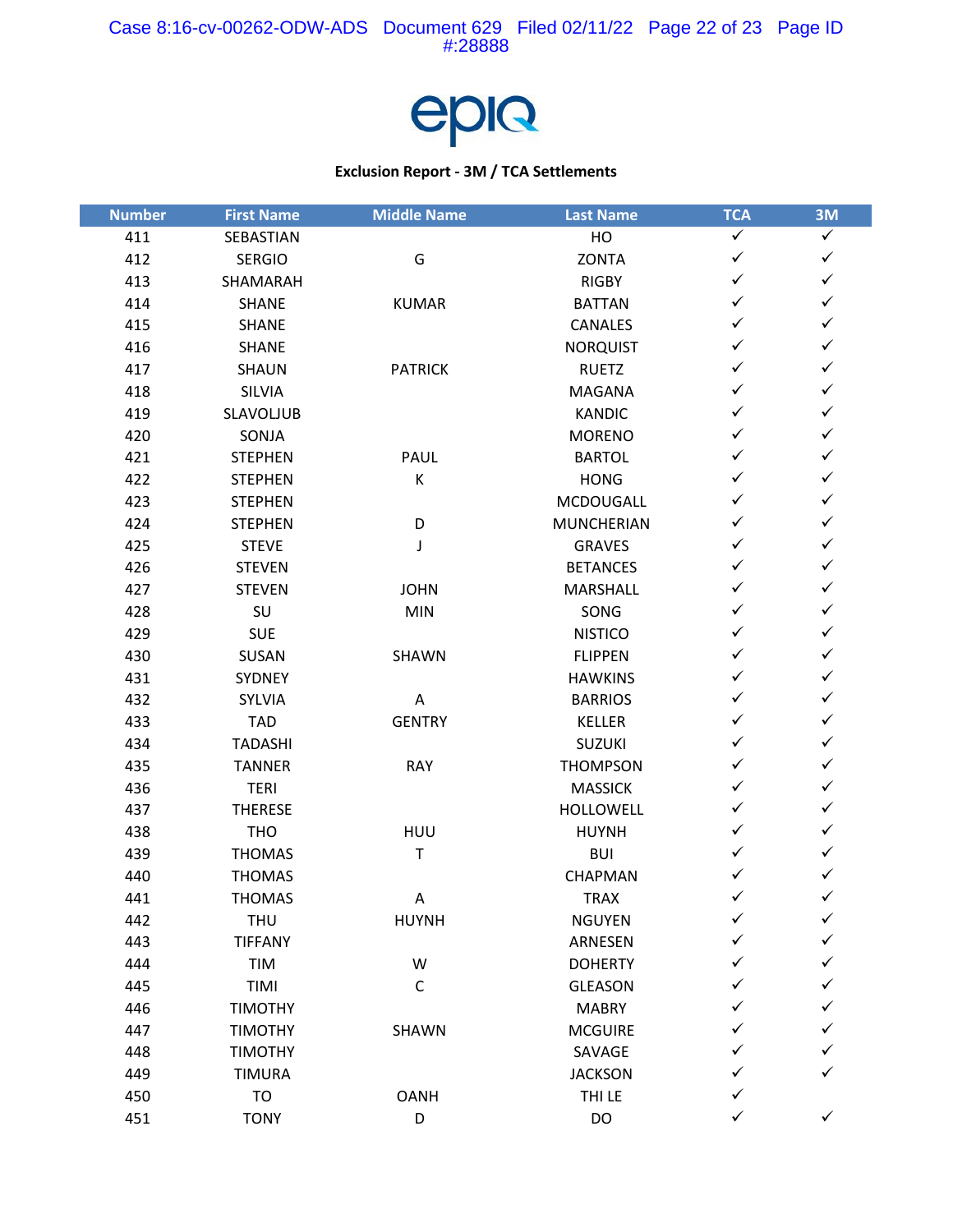epiq

**Exclusion Report - 3M / TCA Settlements**

| Number | First Name | Middle Name | Last Name | TCA | 3M |
|---|---|---|---|---|---|
| 411 | SEBASTIAN | | HO | ✓ | ✓ |
| 412 | SERGIO | G | ZONTA | ✓ | ✓ |
| 413 | SHAMARAH | | RIGBY | ✓ | ✓ |
| 414 | SHANE | KUMAR | BATTAN | ✓ | ✓ |
| 415 | SHANE | | CANALES | ✓ | ✓ |
| 416 | SHANE | | NORQUIST | ✓ | ✓ |
| 417 | SHAUN | PATRICK | RUETZ | ✓ | ✓ |
| 418 | SILVIA | | MAGANA | ✓ | ✓ |
| 419 | SLAVOLJUB | | KANDIC | ✓ | ✓ |
| 420 | SONJA | | MORENO | ✓ | ✓ |
| 421 | STEPHEN | PAUL | BARTOL | ✓ | ✓ |
| 422 | STEPHEN | K | HONG | ✓ | ✓ |
| 423 | STEPHEN | | MCDOUGALL | ✓ | ✓ |
| 424 | STEPHEN | D | MUNCHERIAN | ✓ | ✓ |
| 425 | STEVE | J | GRAVES | ✓ | ✓ |
| 426 | STEVEN | | BETANCES | ✓ | ✓ |
| 427 | STEVEN | JOHN | MARSHALL | ✓ | ✓ |
| 428 | SU | MIN | SONG | ✓ | ✓ |
| 429 | SUE | | NISTICO | ✓ | ✓ |
| 430 | SUSAN | SHAWN | FLIPPEN | ✓ | ✓ |
| 431 | SYDNEY | | HAWKINS | ✓ | ✓ |
| 432 | SYLVIA | A | BARRIOS | ✓ | ✓ |
| 433 | TAD | GENTRY | KELLER | ✓ | ✓ |
| 434 | TADASHI | | SUZUKI | ✓ | ✓ |
| 435 | TANNER | RAY | THOMPSON | ✓ | ✓ |
| 436 | TERI | | MASSICK | ✓ | ✓ |
| 437 | THERESE | | HOLLOWELL | ✓ | ✓ |
| 438 | THO | HUU | HUYNH | ✓ | ✓ |
| 439 | THOMAS | T | BUI | ✓ | ✓ |
| 440 | THOMAS | | CHAPMAN | ✓ | ✓ |
| 441 | THOMAS | A | TRAX | ✓ | ✓ |
| 442 | THU | HUYNH | NGUYEN | ✓ | ✓ |
| 443 | TIFFANY | | ARNESEN | ✓ | ✓ |
| 444 | TIM | W | DOHERTY | ✓ | ✓ |
| 445 | TIMI | C | GLEASON | ✓ | ✓ |
| 446 | TIMOTHY | | MABRY | ✓ | ✓ |
| 447 | TIMOTHY | SHAWN | MCGUIRE | ✓ | ✓ |
| 448 | TIMOTHY | | SAVAGE | ✓ | ✓ |
| 449 | TIMURA | | JACKSON | ✓ | ✓ |
| 450 | TO | OANH | THI LE | ✓ | |
| 451 | TONY | D | DO | ✓ | ✓ |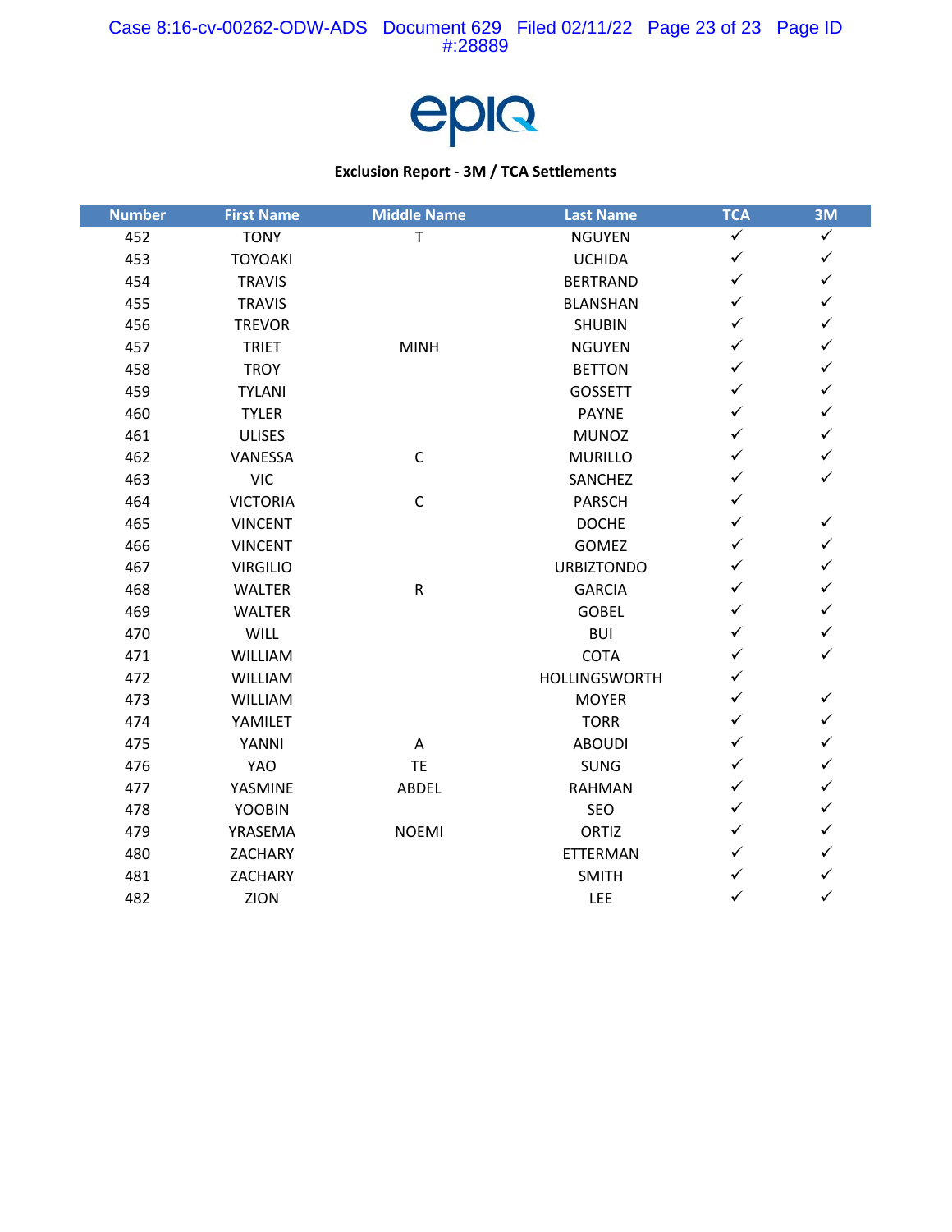**Exclusion Report - 3M / TCA Settlements**

| Number | First Name | Middle Name | Last Name | TCA | 3M |
|---|---|---|---|---|---|
| 452 | TONY | T | NGUYEN | ✓ | ✓ |
| 453 | TOYOAKI | | UCHIDA | ✓ | ✓ |
| 454 | TRAVIS | | BERTRAND | ✓ | ✓ |
| 455 | TRAVIS | | BLANSHAN | ✓ | ✓ |
| 456 | TREVOR | | SHUBIN | ✓ | ✓ |
| 457 | TRIET | MINH | NGUYEN | ✓ | ✓ |
| 458 | TROY | | BETTON | ✓ | ✓ |
| 459 | TYLANI | | GOSSETT | ✓ | ✓ |
| 460 | TYLER | | PAYNE | ✓ | ✓ |
| 461 | ULISES | | MUNOZ | ✓ | ✓ |
| 462 | VANESSA | C | MURILLO | ✓ | ✓ |
| 463 | VIC | | SANCHEZ | ✓ | ✓ |
| 464 | VICTORIA | C | PARSCH | ✓ | |
| 465 | VINCENT | | DOCHE | ✓ | ✓ |
| 466 | VINCENT | | GOMEZ | ✓ | ✓ |
| 467 | VIRGILIO | | URBIZTONDO | ✓ | ✓ |
| 468 | WALTER | R | GARCIA | ✓ | ✓ |
| 469 | WALTER | | GOBEL | ✓ | ✓ |
| 470 | WILL | | BUI | ✓ | ✓ |
| 471 | WILLIAM | | COTA | ✓ | ✓ |
| 472 | WILLIAM | | HOLLINGSWORTH | ✓ | |
| 473 | WILLIAM | | MOYER | ✓ | ✓ |
| 474 | YAMILET | | TORR | ✓ | ✓ |
| 475 | YANNI | A | ABOUDI | ✓ | ✓ |
| 476 | YAO | TE | SUNG | ✓ | ✓ |
| 477 | YASMINE | ABDEL | RAHMAN | ✓ | ✓ |
| 478 | YOOBIN | | SEO | ✓ | ✓ |
| 479 | YRASEMA | NOEMI | ORTIZ | ✓ | ✓ |
| 480 | ZACHARY | | ETTERMAN | ✓ | ✓ |
| 481 | ZACHARY | | SMITH | ✓ | ✓ |
| 482 | ZION | | LEE | ✓ | ✓ |